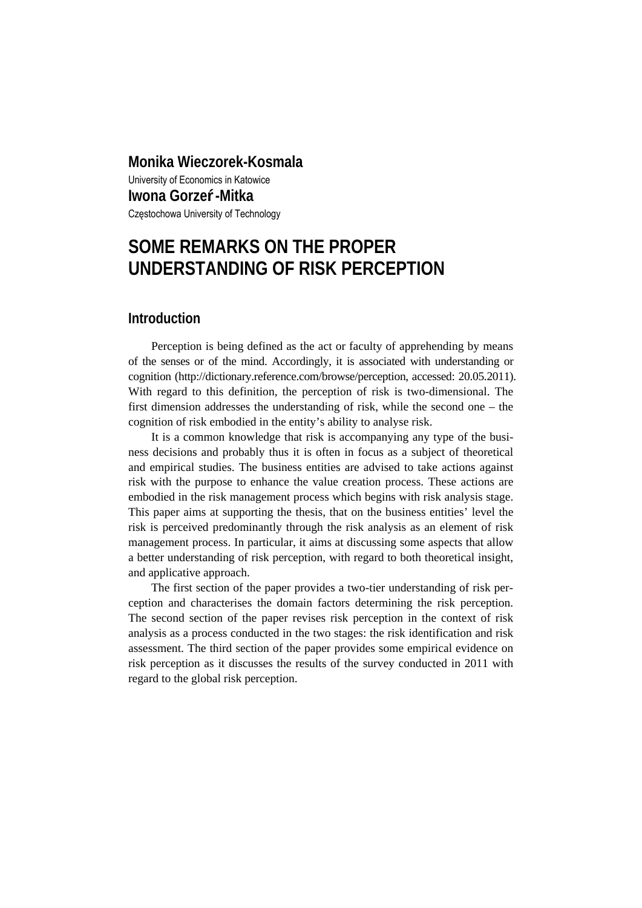**Monika Wieczorek-Kosmala**

University of Economics in Katowice

**Iwona Gorzeń-Mitka**

Częstochowa University of Technology

# SOME REMARKS ON THE PROPER UNDERSTANDING OF RISK PERCEPTION

## Introduction

Perception is being defined as the act or faculty of apprehending by means of the senses or of the mind. Accordingly, it is associated with understanding or cognition (http://dictionary.reference.com/browse/perception, accessed: 20.05.2011). With regard to this definition, the perception of risk is two-dimensional. The first dimension addresses the understanding of risk, while the second one – the cognition of risk embodied in the entity's ability to analyse risk.

It is a common knowledge that risk is accompanying any type of the business decisions and probably thus it is often in focus as a subject of theoretical and empirical studies. The business entities are advised to take actions against risk with the purpose to enhance the value creation process. These actions are embodied in the risk management process which begins with risk analysis stage. This paper aims at supporting the thesis, that on the business entities' level the risk is perceived predominantly through the risk analysis as an element of risk management process. In particular, it aims at discussing some aspects that allow a better understanding of risk perception, with regard to both theoretical insight, and applicative approach.

The first section of the paper provides a two-tier understanding of risk perception and characterises the domain factors determining the risk perception. The second section of the paper revises risk perception in the context of risk analysis as a process conducted in the two stages: the risk identification and risk assessment. The third section of the paper provides some empirical evidence on risk perception as it discusses the results of the survey conducted in 2011 with regard to the global risk perception.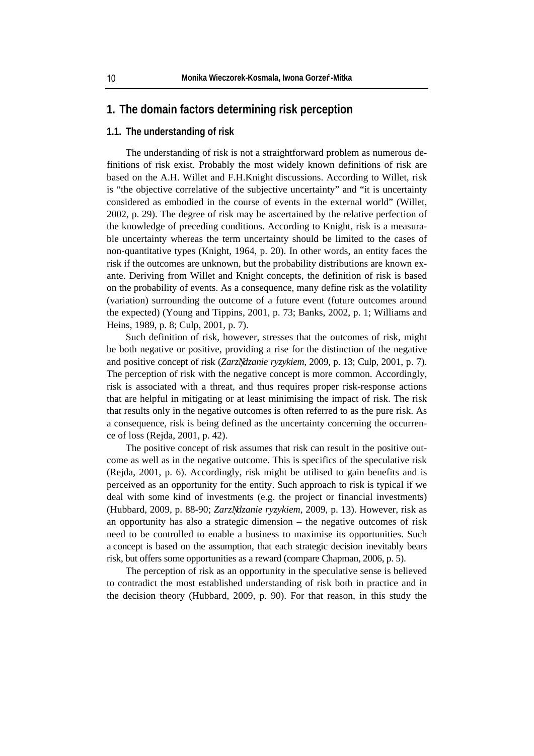# 1. The domain factors determining risk perception

## 1.1. The understanding of risk

The understanding of risk is not a straightforward problem as numerous definitions of risk exist. Probably the most widely known definitions of risk are based on the A.H. Willet and F.H.Knight discussions. According to Willet, risk is "the objective correlative of the subjective uncertainty" and "it is uncertainty considered as embodied in the course of events in the external world" (Willet, 2002, p. 29). The degree of risk may be ascertained by the relative perfection of the knowledge of preceding conditions. According to Knight, risk is a measurable uncertainty whereas the term uncertainty should be limited to the cases of non-quantitative types (Knight, 1964, p. 20). In other words, an entity faces the risk if the outcomes are unknown, but the probability distributions are known ex-ante. Deriving from Willet and Knight concepts, the definition of risk is based on the probability of events. As a consequence, many define risk as the volatility (variation) surrounding the outcome of a future event (future outcomes around the expected) (Young and Tippins, 2001, p. 73; Banks, 2002, p. 1; Williams and Heins, 1989, p. 8; Culp, 2001, p. 7).

Such definition of risk, however, stresses that the outcomes of risk, might be both negative or positive, providing a rise for the distinction of the negative and positive concept of risk (*Zarządzanie ryzykiem,* 2009, p. 13; Culp, 2001, p. 7). The perception of risk with the negative concept is more common. Accordingly, risk is associated with a threat, and thus requires proper risk-response actions that are helpful in mitigating or at least minimising the impact of risk. The risk that results only in the negative outcomes is often referred to as the pure risk. As a consequence, risk is being defined as the uncertainty concerning the occurrence of loss (Rejda, 2001, p. 42).

The positive concept of risk assumes that risk can result in the positive outcome as well as in the negative outcome. This is specifics of the speculative risk (Rejda, 2001, p. 6). Accordingly, risk might be utilised to gain benefits and is perceived as an opportunity for the entity. Such approach to risk is typical if we deal with some kind of investments (e.g. the project or financial investments) (Hubbard, 2009, p. 88-90; *Zarządzanie ryzykiem*, 2009, p. 13). However, risk as an opportunity has also a strategic dimension – the negative outcomes of risk need to be controlled to enable a business to maximise its opportunities. Such a concept is based on the assumption, that each strategic decision inevitably bears risk, but offers some opportunities as a reward (compare Chapman, 2006, p. 5).

The perception of risk as an opportunity in the speculative sense is believed to contradict the most established understanding of risk both in practice and in the decision theory (Hubbard, 2009, p. 90). For that reason, in this study the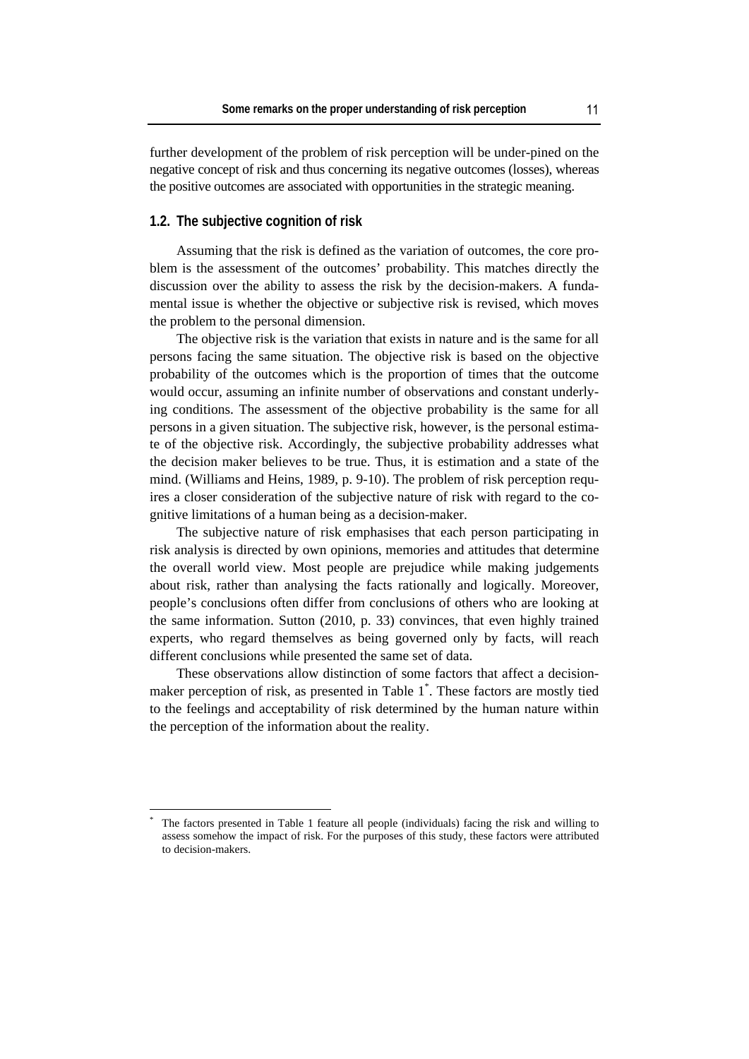further development of the problem of risk perception will be under-pined on the negative concept of risk and thus concerning its negative outcomes (losses), whereas the positive outcomes are associated with opportunities in the strategic meaning.

## 1.2. The subjective cognition of risk

Assuming that the risk is defined as the variation of outcomes, the core problem is the assessment of the outcomes' probability. This matches directly the discussion over the ability to assess the risk by the decision-makers. A fundamental issue is whether the objective or subjective risk is revised, which moves the problem to the personal dimension.

The objective risk is the variation that exists in nature and is the same for all persons facing the same situation. The objective risk is based on the objective probability of the outcomes which is the proportion of times that the outcome would occur, assuming an infinite number of observations and constant underlying conditions. The assessment of the objective probability is the same for all persons in a given situation. The subjective risk, however, is the personal estimate of the objective risk. Accordingly, the subjective probability addresses what the decision maker believes to be true. Thus, it is estimation and a state of the mind. (Williams and Heins, 1989, p. 9-10). The problem of risk perception requires a closer consideration of the subjective nature of risk with regard to the cognitive limitations of a human being as a decision-maker.

The subjective nature of risk emphasises that each person participating in risk analysis is directed by own opinions, memories and attitudes that determine the overall world view. Most people are prejudice while making judgements about risk, rather than analysing the facts rationally and logically. Moreover, people's conclusions often differ from conclusions of others who are looking at the same information. Sutton (2010, p. 33) convinces, that even highly trained experts, who regard themselves as being governed only by facts, will reach different conclusions while presented the same set of data.

These observations allow distinction of some factors that affect a decision-maker perception of risk, as presented in Table 1*. These factors are mostly tied to the feelings and acceptability of risk determined by the human nature within the perception of the information about the reality.

* The factors presented in Table 1 feature all people (individuals) facing the risk and willing to assess somehow the impact of risk. For the purposes of this study, these factors were attributed to decision-makers.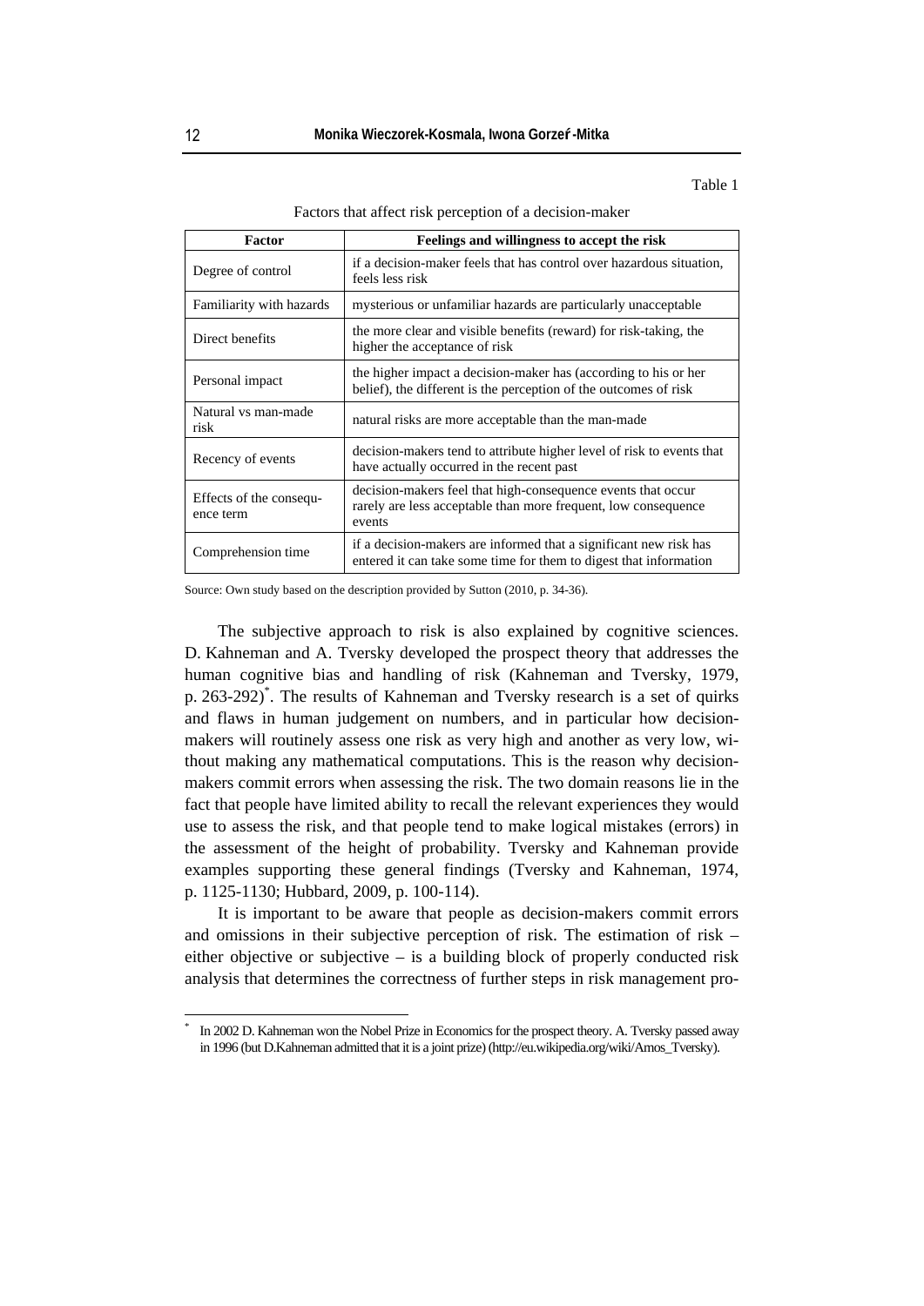Table 1

Factors that affect risk perception of a decision-maker

| Factor | Feelings and willingness to accept the risk |
|---|---|
| Degree of control | if a decision-maker feels that has control over hazardous situation, feels less risk |
| Familiarity with hazards | mysterious or unfamiliar hazards are particularly unacceptable |
| Direct benefits | the more clear and visible benefits (reward) for risk-taking, the higher the acceptance of risk |
| Personal impact | the higher impact a decision-maker has (according to his or her belief), the different is the perception of the outcomes of risk |
| Natural vs man-made risk | natural risks are more acceptable than the man-made |
| Recency of events | decision-makers tend to attribute higher level of risk to events that have actually occurred in the recent past |
| Effects of the consequ-ence term | decision-makers feel that high-consequence events that occur rarely are less acceptable than more frequent, low consequence events |
| Comprehension time | if a decision-makers are informed that a significant new risk has entered it can take some time for them to digest that information |

Source: Own study based on the description provided by Sutton (2010, p. 34-36).

The subjective approach to risk is also explained by cognitive sciences. D. Kahneman and A. Tversky developed the prospect theory that addresses the human cognitive bias and handling of risk (Kahneman and Tversky, 1979, p. 263-292)*. The results of Kahneman and Tversky research is a set of quirks and flaws in human judgement on numbers, and in particular how decision-makers will routinely assess one risk as very high and another as very low, without making any mathematical computations. This is the reason why decision-makers commit errors when assessing the risk. The two domain reasons lie in the fact that people have limited ability to recall the relevant experiences they would use to assess the risk, and that people tend to make logical mistakes (errors) in the assessment of the height of probability. Tversky and Kahneman provide examples supporting these general findings (Tversky and Kahneman, 1974, p. 1125-1130; Hubbard, 2009, p. 100-114).

It is important to be aware that people as decision-makers commit errors and omissions in their subjective perception of risk. The estimation of risk – either objective or subjective – is a building block of properly conducted risk analysis that determines the correctness of further steps in risk management pro-

---

* In 2002 D. Kahneman won the Nobel Prize in Economics for the prospect theory. A. Tversky passed away in 1996 (but D.Kahneman admitted that it is a joint prize) (http://eu.wikipedia.org/wiki/Amos_Tversky).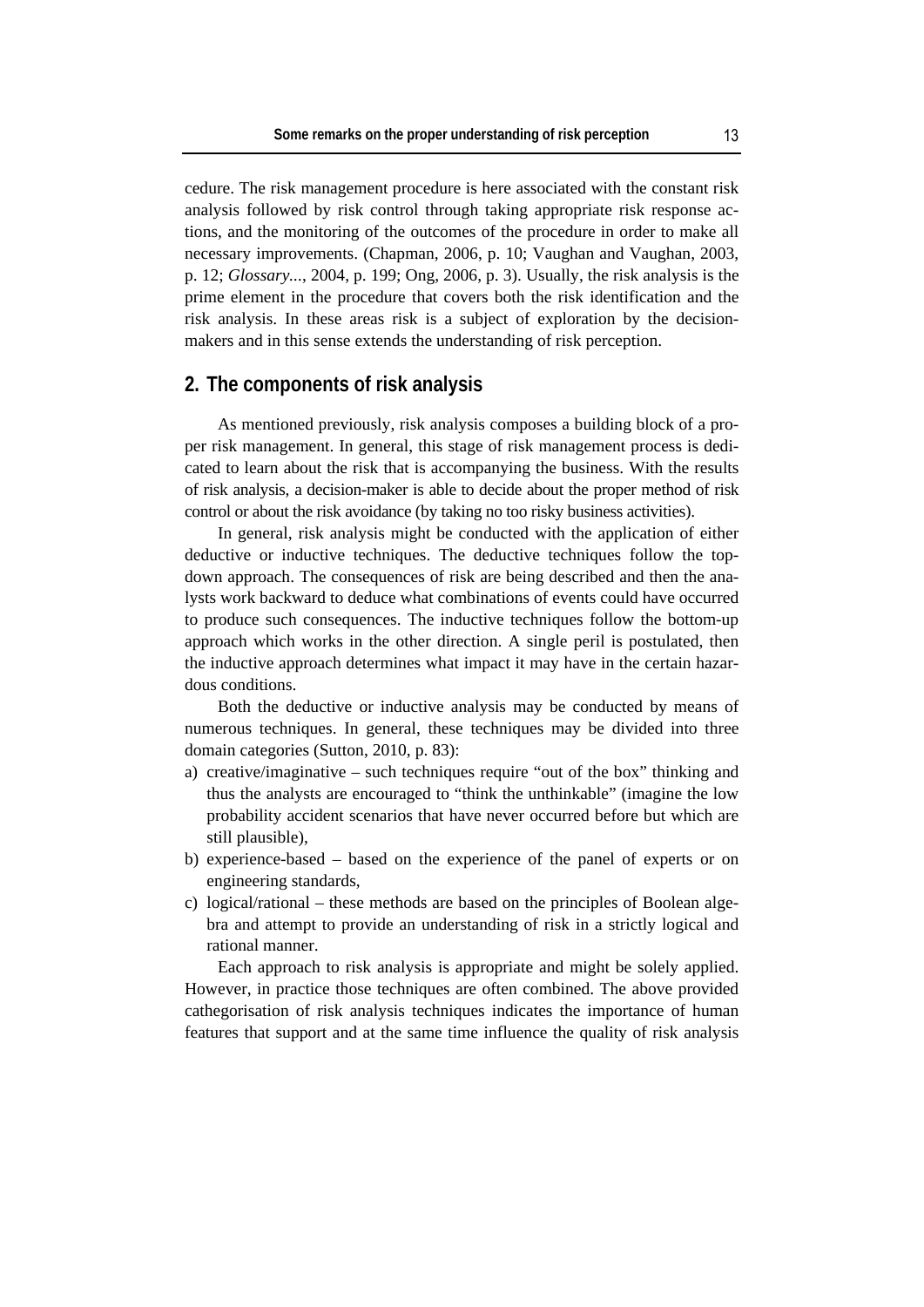cedure. The risk management procedure is here associated with the constant risk analysis followed by risk control through taking appropriate risk response actions, and the monitoring of the outcomes of the procedure in order to make all necessary improvements. (Chapman, 2006, p. 10; Vaughan and Vaughan, 2003, p. 12; *Glossary...*, 2004, p. 199; Ong, 2006, p. 3). Usually, the risk analysis is the prime element in the procedure that covers both the risk identification and the risk analysis. In these areas risk is a subject of exploration by the decision-makers and in this sense extends the understanding of risk perception.

## 2. The components of risk analysis

As mentioned previously, risk analysis composes a building block of a proper risk management. In general, this stage of risk management process is dedicated to learn about the risk that is accompanying the business. With the results of risk analysis, a decision-maker is able to decide about the proper method of risk control or about the risk avoidance (by taking no too risky business activities).

In general, risk analysis might be conducted with the application of either deductive or inductive techniques. The deductive techniques follow the top-down approach. The consequences of risk are being described and then the analysts work backward to deduce what combinations of events could have occurred to produce such consequences. The inductive techniques follow the bottom-up approach which works in the other direction. A single peril is postulated, then the inductive approach determines what impact it may have in the certain hazardous conditions.

Both the deductive or inductive analysis may be conducted by means of numerous techniques. In general, these techniques may be divided into three domain categories (Sutton, 2010, p. 83):

a) creative/imaginative – such techniques require "out of the box" thinking and thus the analysts are encouraged to "think the unthinkable" (imagine the low probability accident scenarios that have never occurred before but which are still plausible),
b) experience-based – based on the experience of the panel of experts or on engineering standards,
c) logical/rational – these methods are based on the principles of Boolean algebra and attempt to provide an understanding of risk in a strictly logical and rational manner.

Each approach to risk analysis is appropriate and might be solely applied. However, in practice those techniques are often combined. The above provided cathegorisation of risk analysis techniques indicates the importance of human features that support and at the same time influence the quality of risk analysis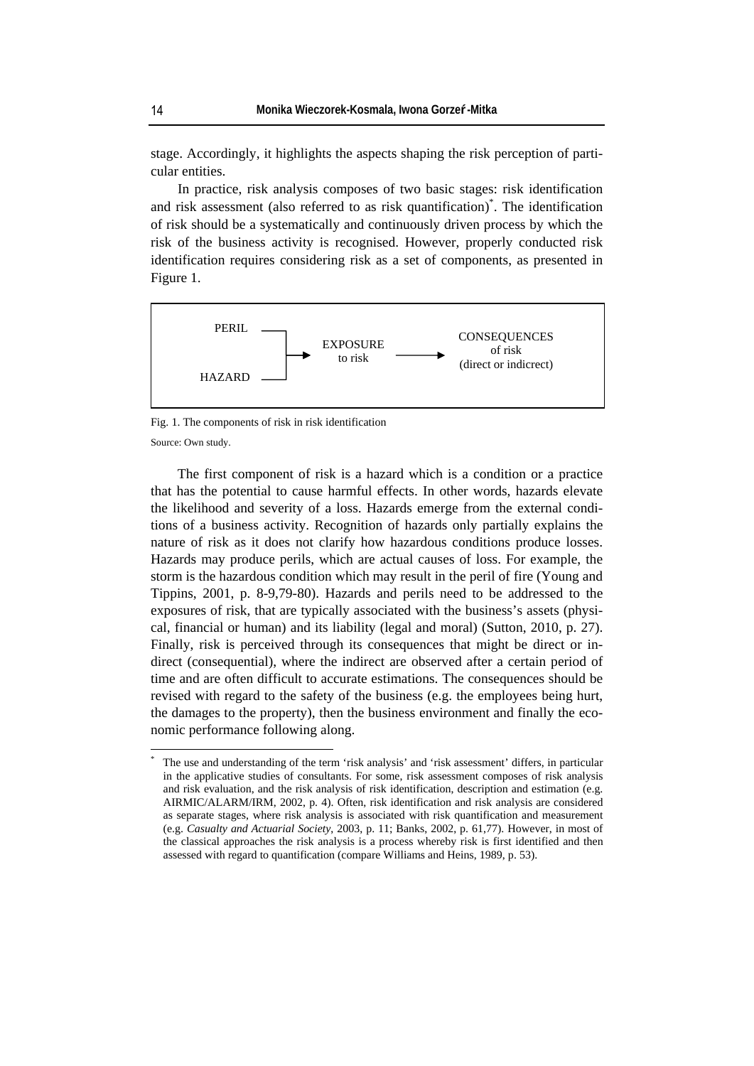stage. Accordingly, it highlights the aspects shaping the risk perception of particular entities.

In practice, risk analysis composes of two basic stages: risk identification and risk assessment (also referred to as risk quantification)*. The identification of risk should be a systematically and continuously driven process by which the risk of the business activity is recognised. However, properly conducted risk identification requires considering risk as a set of components, as presented in Figure 1.

```
PERIL  ──┐
         ├──► EXPOSURE to risk ──────► CONSEQUENCES of risk (direct or indicrect)
HAZARD ──┘
```

Fig. 1. The components of risk in risk identification

Source: Own study.

The first component of risk is a hazard which is a condition or a practice that has the potential to cause harmful effects. In other words, hazards elevate the likelihood and severity of a loss. Hazards emerge from the external conditions of a business activity. Recognition of hazards only partially explains the nature of risk as it does not clarify how hazardous conditions produce losses. Hazards may produce perils, which are actual causes of loss. For example, the storm is the hazardous condition which may result in the peril of fire (Young and Tippins, 2001, p. 8-9,79-80). Hazards and perils need to be addressed to the exposures of risk, that are typically associated with the business's assets (physical, financial or human) and its liability (legal and moral) (Sutton, 2010, p. 27). Finally, risk is perceived through its consequences that might be direct or indirect (consequential), where the indirect are observed after a certain period of time and are often difficult to accurate estimations. The consequences should be revised with regard to the safety of the business (e.g. the employees being hurt, the damages to the property), then the business environment and finally the economic performance following along.

---

* The use and understanding of the term 'risk analysis' and 'risk assessment' differs, in particular in the applicative studies of consultants. For some, risk assessment composes of risk analysis and risk evaluation, and the risk analysis of risk identification, description and estimation (e.g. AIRMIC/ALARM/IRM, 2002, p. 4). Often, risk identification and risk analysis are considered as separate stages, where risk analysis is associated with risk quantification and measurement (e.g. *Casualty and Actuarial Society*, 2003, p. 11; Banks, 2002, p. 61,77). However, in most of the classical approaches the risk analysis is a process whereby risk is first identified and then assessed with regard to quantification (compare Williams and Heins, 1989, p. 53).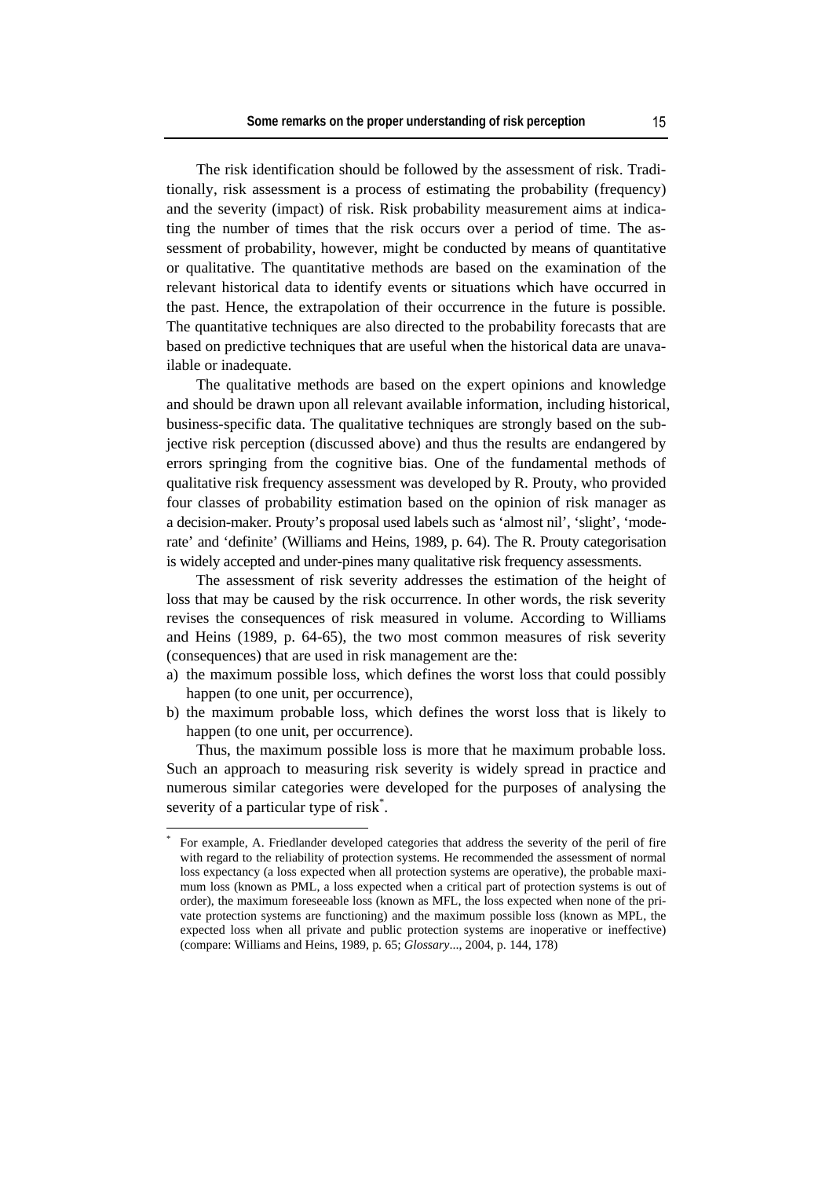The risk identification should be followed by the assessment of risk. Traditionally, risk assessment is a process of estimating the probability (frequency) and the severity (impact) of risk. Risk probability measurement aims at indicating the number of times that the risk occurs over a period of time. The assessment of probability, however, might be conducted by means of quantitative or qualitative. The quantitative methods are based on the examination of the relevant historical data to identify events or situations which have occurred in the past. Hence, the extrapolation of their occurrence in the future is possible. The quantitative techniques are also directed to the probability forecasts that are based on predictive techniques that are useful when the historical data are unavailable or inadequate.

The qualitative methods are based on the expert opinions and knowledge and should be drawn upon all relevant available information, including historical, business-specific data. The qualitative techniques are strongly based on the subjective risk perception (discussed above) and thus the results are endangered by errors springing from the cognitive bias. One of the fundamental methods of qualitative risk frequency assessment was developed by R. Prouty, who provided four classes of probability estimation based on the opinion of risk manager as a decision-maker. Prouty's proposal used labels such as 'almost nil', 'slight', 'moderate' and 'definite' (Williams and Heins, 1989, p. 64). The R. Prouty categorisation is widely accepted and under-pines many qualitative risk frequency assessments.

The assessment of risk severity addresses the estimation of the height of loss that may be caused by the risk occurrence. In other words, the risk severity revises the consequences of risk measured in volume. According to Williams and Heins (1989, p. 64-65), the two most common measures of risk severity (consequences) that are used in risk management are the:

a) the maximum possible loss, which defines the worst loss that could possibly happen (to one unit, per occurrence),
b) the maximum probable loss, which defines the worst loss that is likely to happen (to one unit, per occurrence).

Thus, the maximum possible loss is more that he maximum probable loss. Such an approach to measuring risk severity is widely spread in practice and numerous similar categories were developed for the purposes of analysing the severity of a particular type of risk*.

---

* For example, A. Friedlander developed categories that address the severity of the peril of fire with regard to the reliability of protection systems. He recommended the assessment of normal loss expectancy (a loss expected when all protection systems are operative), the probable maximum loss (known as PML, a loss expected when a critical part of protection systems is out of order), the maximum foreseeable loss (known as MFL, the loss expected when none of the private protection systems are functioning) and the maximum possible loss (known as MPL, the expected loss when all private and public protection systems are inoperative or ineffective) (compare: Williams and Heins, 1989, p. 65; *Glossary*..., 2004, p. 144, 178)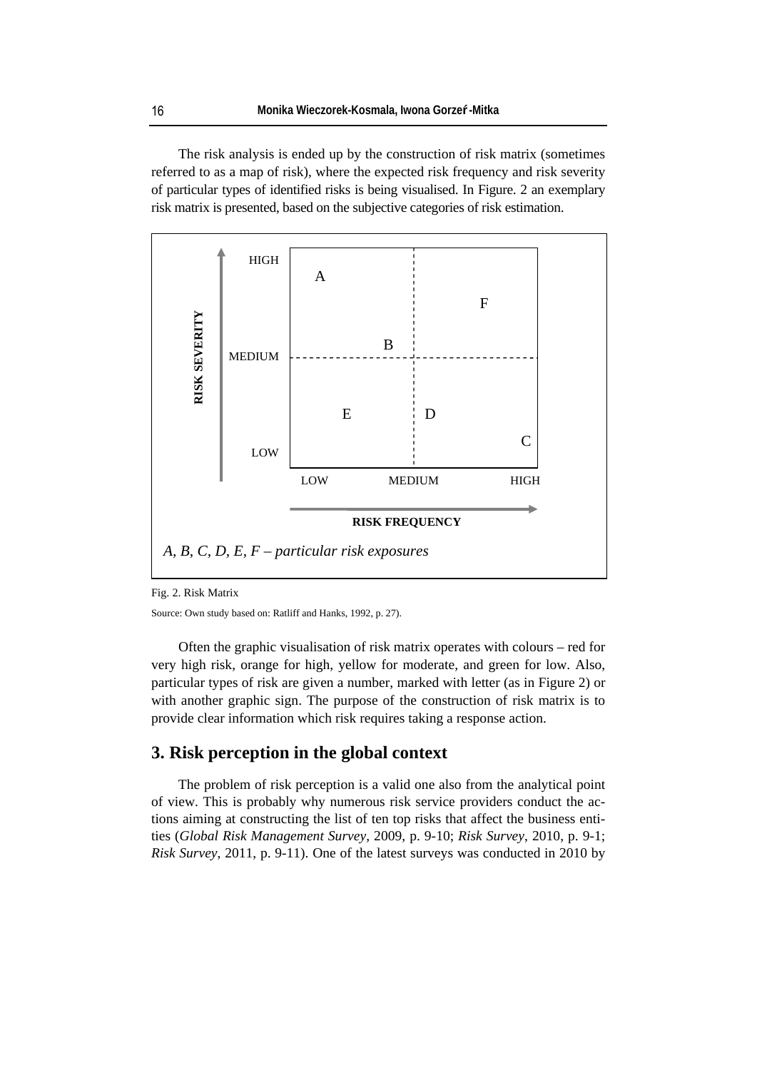The risk analysis is ended up by the construction of risk matrix (sometimes referred to as a map of risk), where the expected risk frequency and risk severity of particular types of identified risks is being visualised. In Figure. 2 an exemplary risk matrix is presented, based on the subjective categories of risk estimation.

RISK SEVERITY: HIGH, MEDIUM, LOW

RISK FREQUENCY: LOW, MEDIUM, HIGH

A, B, C, D, E, F – particular risk exposures

Fig. 2. Risk Matrix

Source: Own study based on: Ratliff and Hanks, 1992, p. 27).

Often the graphic visualisation of risk matrix operates with colours – red for very high risk, orange for high, yellow for moderate, and green for low. Also, particular types of risk are given a number, marked with letter (as in Figure 2) or with another graphic sign. The purpose of the construction of risk matrix is to provide clear information which risk requires taking a response action.

## 3. Risk perception in the global context

The problem of risk perception is a valid one also from the analytical point of view. This is probably why numerous risk service providers conduct the actions aiming at constructing the list of ten top risks that affect the business entities (*Global Risk Management Survey*, 2009, p. 9-10; *Risk Survey*, 2010, p. 9-1; *Risk Survey*, 2011, p. 9-11). One of the latest surveys was conducted in 2010 by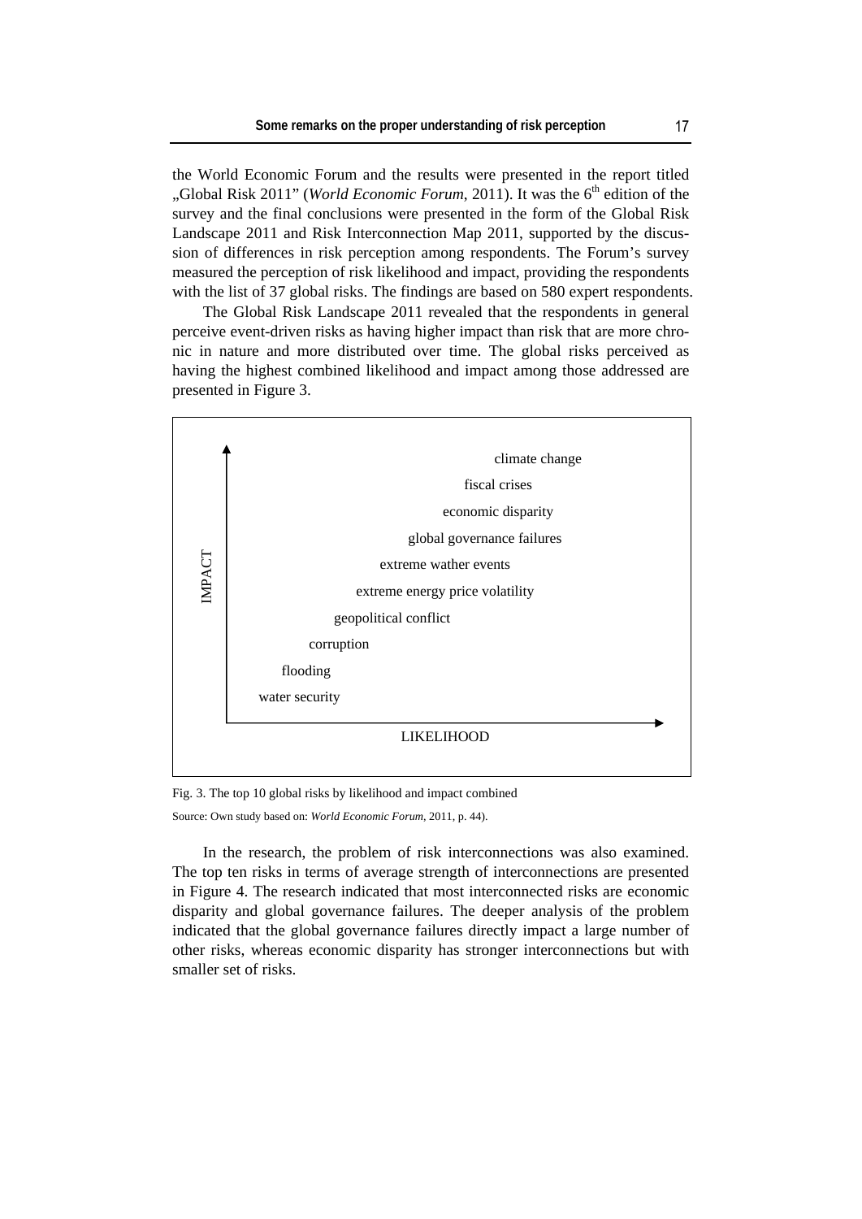the World Economic Forum and the results were presented in the report titled „Global Risk 2011" (*World Economic Forum*, 2011). It was the 6th edition of the survey and the final conclusions were presented in the form of the Global Risk Landscape 2011 and Risk Interconnection Map 2011, supported by the discussion of differences in risk perception among respondents. The Forum's survey measured the perception of risk likelihood and impact, providing the respondents with the list of 37 global risks. The findings are based on 580 expert respondents.

The Global Risk Landscape 2011 revealed that the respondents in general perceive event-driven risks as having higher impact than risk that are more chronic in nature and more distributed over time. The global risks perceived as having the highest combined likelihood and impact among those addressed are presented in Figure 3.

IMPACT

climate change

fiscal crises

economic disparity

global governance failures

extreme wather events

extreme energy price volatility

geopolitical conflict

corruption

flooding

water security

LIKELIHOOD

Fig. 3. The top 10 global risks by likelihood and impact combined

Source: Own study based on: *World Economic Forum*, 2011, p. 44).

In the research, the problem of risk interconnections was also examined. The top ten risks in terms of average strength of interconnections are presented in Figure 4. The research indicated that most interconnected risks are economic disparity and global governance failures. The deeper analysis of the problem indicated that the global governance failures directly impact a large number of other risks, whereas economic disparity has stronger interconnections but with smaller set of risks.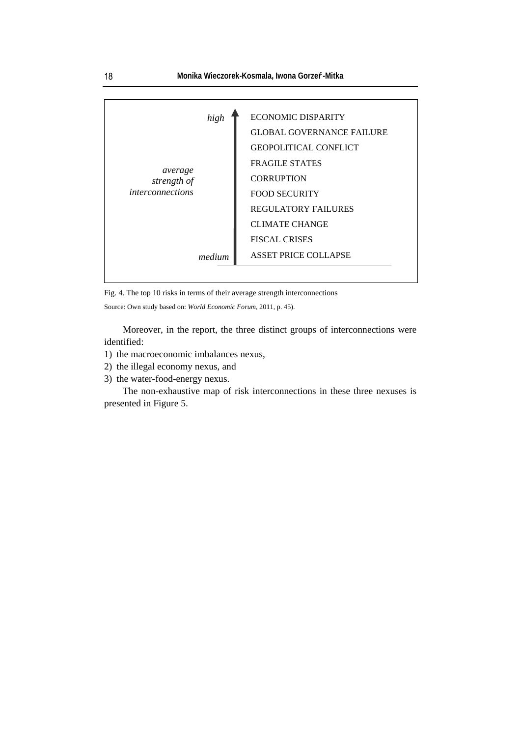| average strength of interconnections | |
|---|---|
| high | ECONOMIC DISPARITY |
| | GLOBAL GOVERNANCE FAILURE |
| | GEOPOLITICAL CONFLICT |
| | FRAGILE STATES |
| | CORRUPTION |
| | FOOD SECURITY |
| | REGULATORY FAILURES |
| | CLIMATE CHANGE |
| | FISCAL CRISES |
| medium | ASSET PRICE COLLAPSE |

Fig. 4. The top 10 risks in terms of their average strength interconnections

Source: Own study based on: *World Economic Forum*, 2011, p. 45).

Moreover, in the report, the three distinct groups of interconnections were identified:

1) the macroeconomic imbalances nexus,
2) the illegal economy nexus, and
3) the water-food-energy nexus.

The non-exhaustive map of risk interconnections in these three nexuses is presented in Figure 5.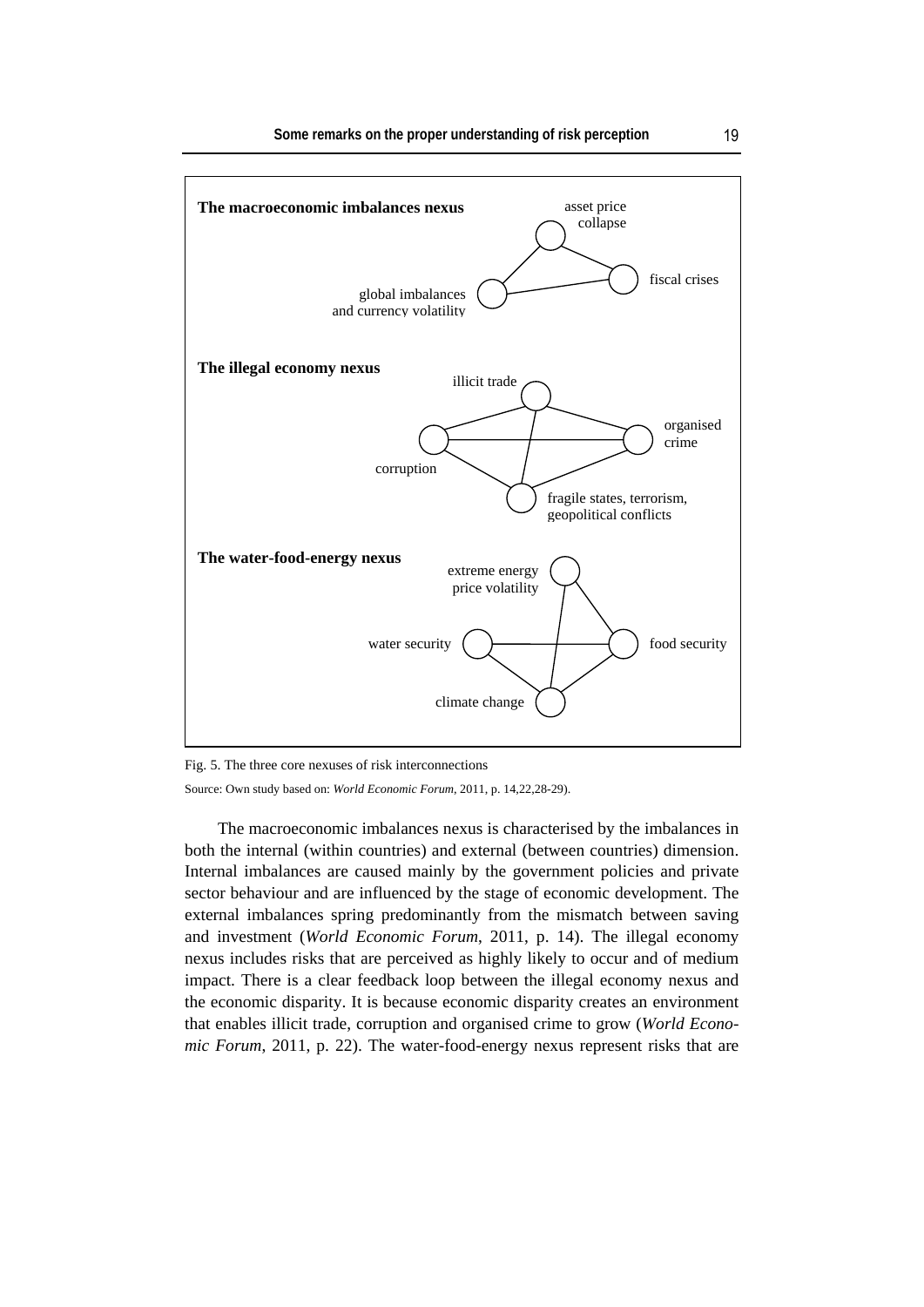**The macroeconomic imbalances nexus**

asset price collapse

fiscal crises

global imbalances and currency volatility

**The illegal economy nexus**

illicit trade

organised crime

corruption

fragile states, terrorism, geopolitical conflicts

**The water-food-energy nexus**

extreme energy price volatility

water security

food security

climate change

Fig. 5. The three core nexuses of risk interconnections

Source: Own study based on: *World Economic Forum*, 2011, p. 14,22,28-29).

The macroeconomic imbalances nexus is characterised by the imbalances in both the internal (within countries) and external (between countries) dimension. Internal imbalances are caused mainly by the government policies and private sector behaviour and are influenced by the stage of economic development. The external imbalances spring predominantly from the mismatch between saving and investment (*World Economic Forum*, 2011, p. 14). The illegal economy nexus includes risks that are perceived as highly likely to occur and of medium impact. There is a clear feedback loop between the illegal economy nexus and the economic disparity. It is because economic disparity creates an environment that enables illicit trade, corruption and organised crime to grow (*World Economic Forum*, 2011, p. 22). The water-food-energy nexus represent risks that are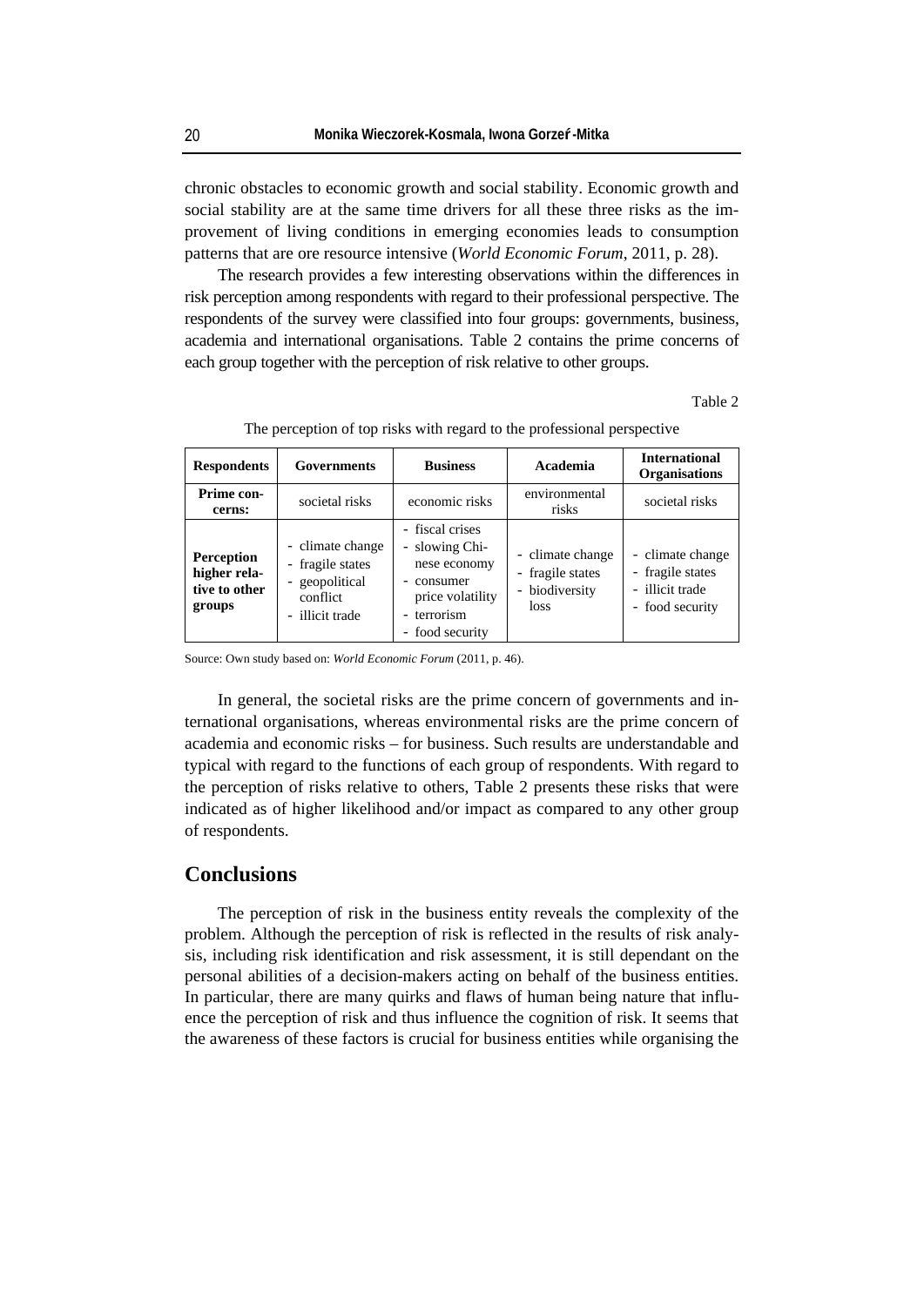chronic obstacles to economic growth and social stability. Economic growth and social stability are at the same time drivers for all these three risks as the improvement of living conditions in emerging economies leads to consumption patterns that are ore resource intensive (*World Economic Forum*, 2011, p. 28).

The research provides a few interesting observations within the differences in risk perception among respondents with regard to their professional perspective. The respondents of the survey were classified into four groups: governments, business, academia and international organisations. Table 2 contains the prime concerns of each group together with the perception of risk relative to other groups.

Table 2

The perception of top risks with regard to the professional perspective

| **Respondents** | **Governments** | **Business** | **Academia** | **International Organisations** |
|---|---|---|---|---|
| **Prime concerns:** | societal risks | economic risks | environmental risks | societal risks |
| **Perception higher relative to other groups** | - climate change<br>- fragile states<br>- geopolitical conflict<br>- illicit trade | - fiscal crises<br>- slowing Chinese economy<br>- consumer price volatility<br>- terrorism<br>- food security | - climate change<br>- fragile states<br>- biodiversity loss | - climate change<br>- fragile states<br>- illicit trade<br>- food security |

Source: Own study based on: *World Economic Forum* (2011, p. 46).

In general, the societal risks are the prime concern of governments and international organisations, whereas environmental risks are the prime concern of academia and economic risks – for business. Such results are understandable and typical with regard to the functions of each group of respondents. With regard to the perception of risks relative to others, Table 2 presents these risks that were indicated as of higher likelihood and/or impact as compared to any other group of respondents.

## Conclusions

The perception of risk in the business entity reveals the complexity of the problem. Although the perception of risk is reflected in the results of risk analysis, including risk identification and risk assessment, it is still dependant on the personal abilities of a decision-makers acting on behalf of the business entities. In particular, there are many quirks and flaws of human being nature that influence the perception of risk and thus influence the cognition of risk. It seems that the awareness of these factors is crucial for business entities while organising the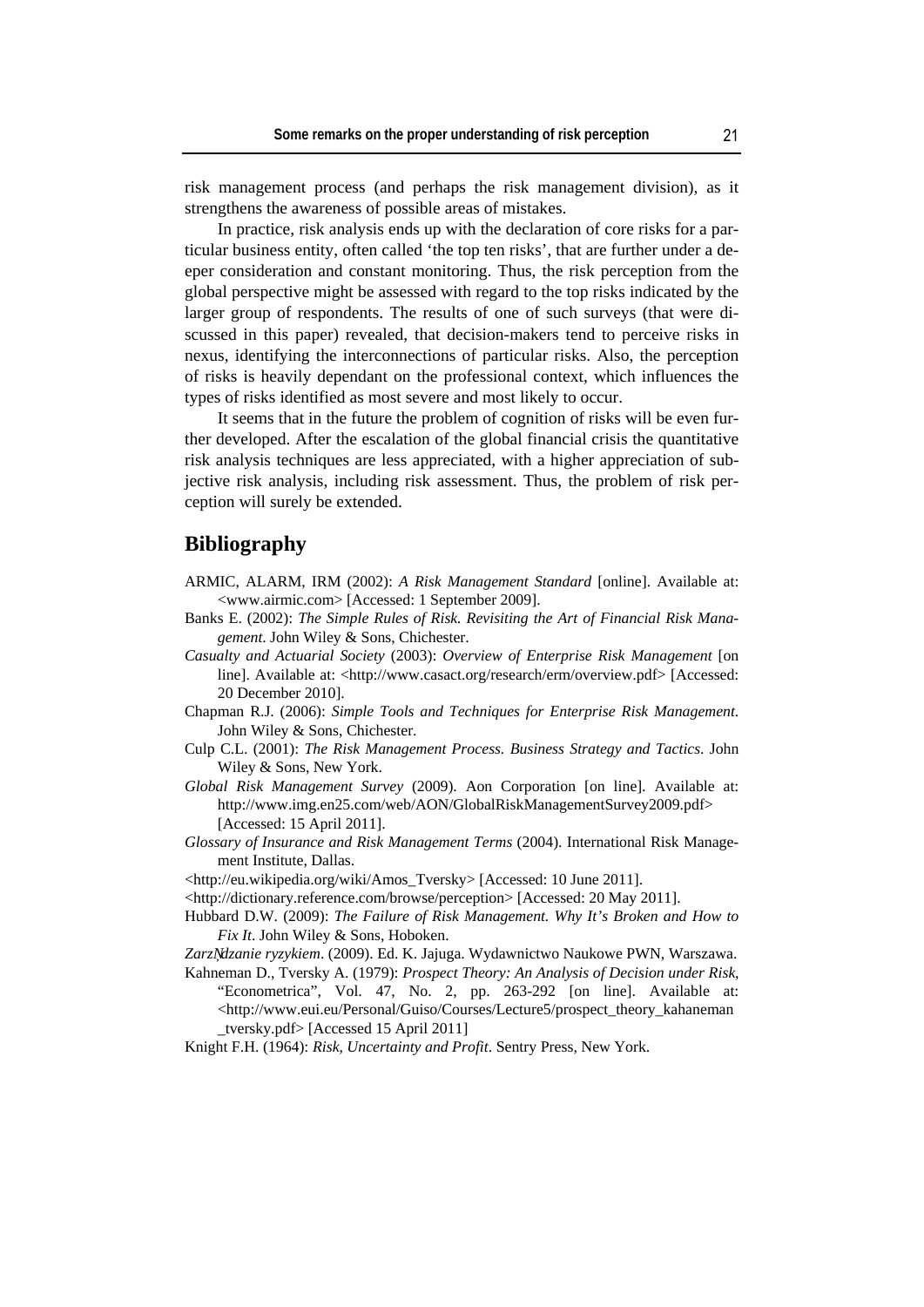risk management process (and perhaps the risk management division), as it strengthens the awareness of possible areas of mistakes.

In practice, risk analysis ends up with the declaration of core risks for a particular business entity, often called 'the top ten risks', that are further under a deeper consideration and constant monitoring. Thus, the risk perception from the global perspective might be assessed with regard to the top risks indicated by the larger group of respondents. The results of one of such surveys (that were discussed in this paper) revealed, that decision-makers tend to perceive risks in nexus, identifying the interconnections of particular risks. Also, the perception of risks is heavily dependant on the professional context, which influences the types of risks identified as most severe and most likely to occur.

It seems that in the future the problem of cognition of risks will be even further developed. After the escalation of the global financial crisis the quantitative risk analysis techniques are less appreciated, with a higher appreciation of subjective risk analysis, including risk assessment. Thus, the problem of risk perception will surely be extended.

## Bibliography

ARMIC, ALARM, IRM (2002): *A Risk Management Standard* [online]. Available at: <www.airmic.com> [Accessed: 1 September 2009].

Banks E. (2002): *The Simple Rules of Risk. Revisiting the Art of Financial Risk Management*. John Wiley & Sons, Chichester.

*Casualty and Actuarial Society* (2003): *Overview of Enterprise Risk Management* [on line]. Available at: <http://www.casact.org/research/erm/overview.pdf> [Accessed: 20 December 2010].

Chapman R.J. (2006): *Simple Tools and Techniques for Enterprise Risk Management*. John Wiley & Sons, Chichester.

Culp C.L. (2001): *The Risk Management Process. Business Strategy and Tactics*. John Wiley & Sons, New York.

*Global Risk Management Survey* (2009). Aon Corporation [on line]. Available at: http://www.img.en25.com/web/AON/GlobalRiskManagementSurvey2009.pdf> [Accessed: 15 April 2011].

*Glossary of Insurance and Risk Management Terms* (2004). International Risk Management Institute, Dallas.

<http://eu.wikipedia.org/wiki/Amos_Tversky> [Accessed: 10 June 2011].

<http://dictionary.reference.com/browse/perception> [Accessed: 20 May 2011].

Hubbard D.W. (2009): *The Failure of Risk Management. Why It's Broken and How to Fix It*. John Wiley & Sons, Hoboken.

*Zarządzanie ryzykiem*. (2009). Ed. K. Jajuga. Wydawnictwo Naukowe PWN, Warszawa.

Kahneman D., Tversky A. (1979): *Prospect Theory: An Analysis of Decision under Risk*, "Econometrica", Vol. 47, No. 2, pp. 263-292 [on line]. Available at: <http://www.eui.eu/Personal/Guiso/Courses/Lecture5/prospect_theory_kahaneman_tversky.pdf> [Accessed 15 April 2011]

Knight F.H. (1964): *Risk, Uncertainty and Profit*. Sentry Press, New York.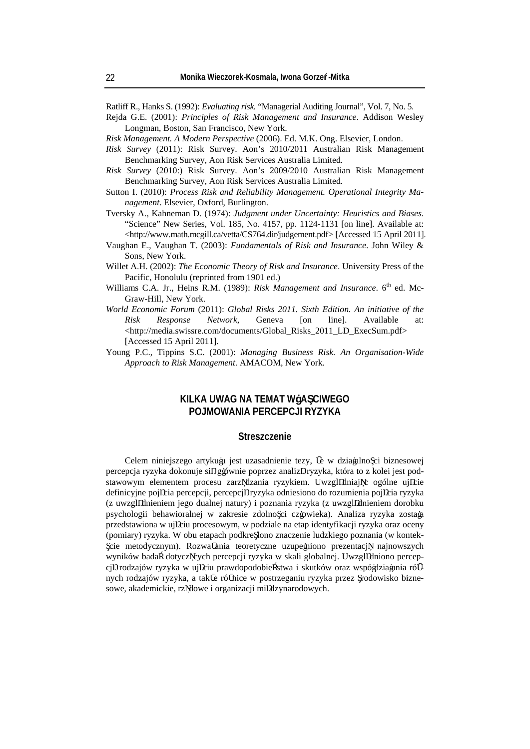Ratliff R., Hanks S. (1992): *Evaluating risk.* "Managerial Auditing Journal", Vol. 7, No. 5.

Rejda G.E. (2001): *Principles of Risk Management and Insurance*. Addison Wesley Longman, Boston, San Francisco, New York.

*Risk Management. A Modern Perspective* (2006). Ed. M.K. Ong. Elsevier, London.

*Risk Survey* (2011): Risk Survey. Aon's 2010/2011 Australian Risk Management Benchmarking Survey, Aon Risk Services Australia Limited.

*Risk Survey* (2010:) Risk Survey. Aon's 2009/2010 Australian Risk Management Benchmarking Survey, Aon Risk Services Australia Limited.

Sutton I. (2010): *Process Risk and Reliability Management. Operational Integrity Management*. Elsevier, Oxford, Burlington.

Tversky A., Kahneman D. (1974): *Judgment under Uncertainty: Heuristics and Biases*. "Science" New Series, Vol. 185, No. 4157, pp. 1124-1131 [on line]. Available at: <http://www.math.mcgill.ca/vetta/CS764.dir/judgement.pdf> [Accessed 15 April 2011].

Vaughan E., Vaughan T. (2003): *Fundamentals of Risk and Insurance*. John Wiley & Sons, New York.

Willet A.H. (2002): *The Economic Theory of Risk and Insurance*. University Press of the Pacific, Honolulu (reprinted from 1901 ed.)

Williams C.A. Jr., Heins R.M. (1989): *Risk Management and Insurance*. 6th ed. McGraw-Hill, New York.

*World Economic Forum* (2011): *Global Risks 2011. Sixth Edition. An initiative of the Risk Response Network*, Geneva [on line]. Available at: <http://media.swissre.com/documents/Global_Risks_2011_LD_ExecSum.pdf> [Accessed 15 April 2011].

Young P.C., Tippins S.C. (2001): *Managing Business Risk. An Organisation-Wide Approach to Risk Management*. AMACOM, New York.

## KILKA UWAG NA TEMAT WŁAŚCIWEGO POJMOWANIA PERCEPCJI RYZYKA

### Streszczenie

Celem niniejszego artykułu jest uzasadnienie tezy, że w działalności biznesowej percepcja ryzyka dokonuje się głównie poprzez analizę ryzyka, która to z kolei jest podstawowym elementem procesu zarządzania ryzykiem. Uwzględniając ogólne ujęcie definicyjne pojęcia percepcji, percepcję ryzyka odniesiono do rozumienia pojęcia ryzyka (z uwzględnieniem jego dualnej natury) i poznania ryzyka (z uwzględnieniem dorobku psychologii behawioralnej w zakresie zdolności człowieka). Analiza ryzyka została przedstawiona w ujęciu procesowym, w podziale na etap identyfikacji ryzyka oraz oceny (pomiary) ryzyka. W obu etapach podkreślono znaczenie ludzkiego poznania (w kontekście metodycznym). Rozważania teoretyczne uzupełniono prezentacją najnowszych wyników badań dotyczących percepcji ryzyka w skali globalnej. Uwzględniono percepcję rodzajów ryzyka w ujęciu prawdopodobieństwa i skutków oraz współdziałania różnych rodzajów ryzyka, a także różnice w postrzeganiu ryzyka przez środowisko biznesowe, akademickie, rządowe i organizacji międzynarodowych.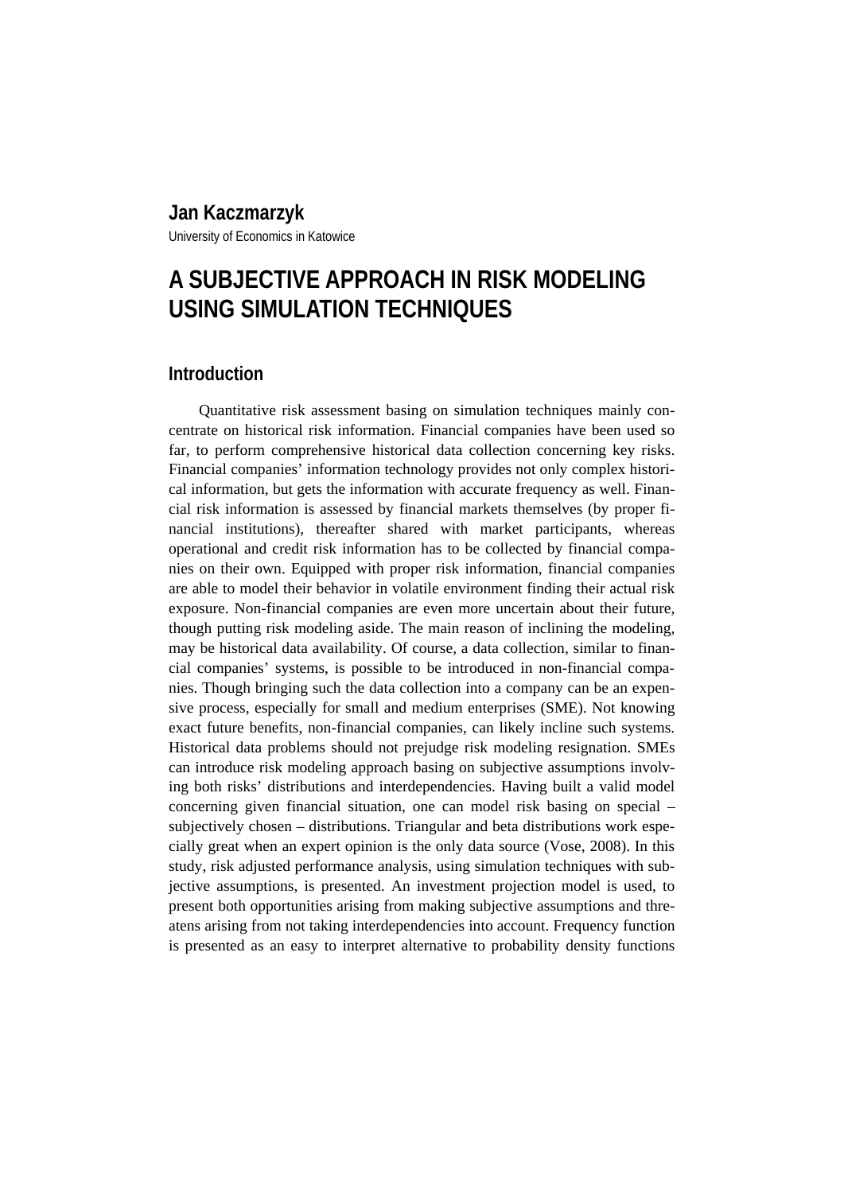**Jan Kaczmarzyk**

University of Economics in Katowice

# A SUBJECTIVE APPROACH IN RISK MODELING USING SIMULATION TECHNIQUES

## Introduction

Quantitative risk assessment basing on simulation techniques mainly concentrate on historical risk information. Financial companies have been used so far, to perform comprehensive historical data collection concerning key risks. Financial companies' information technology provides not only complex historical information, but gets the information with accurate frequency as well. Financial risk information is assessed by financial markets themselves (by proper financial institutions), thereafter shared with market participants, whereas operational and credit risk information has to be collected by financial companies on their own. Equipped with proper risk information, financial companies are able to model their behavior in volatile environment finding their actual risk exposure. Non-financial companies are even more uncertain about their future, though putting risk modeling aside. The main reason of inclining the modeling, may be historical data availability. Of course, a data collection, similar to financial companies' systems, is possible to be introduced in non-financial companies. Though bringing such the data collection into a company can be an expensive process, especially for small and medium enterprises (SME). Not knowing exact future benefits, non-financial companies, can likely incline such systems. Historical data problems should not prejudge risk modeling resignation. SMEs can introduce risk modeling approach basing on subjective assumptions involving both risks' distributions and interdependencies. Having built a valid model concerning given financial situation, one can model risk basing on special – subjectively chosen – distributions. Triangular and beta distributions work especially great when an expert opinion is the only data source (Vose, 2008). In this study, risk adjusted performance analysis, using simulation techniques with subjective assumptions, is presented. An investment projection model is used, to present both opportunities arising from making subjective assumptions and threatens arising from not taking interdependencies into account. Frequency function is presented as an easy to interpret alternative to probability density functions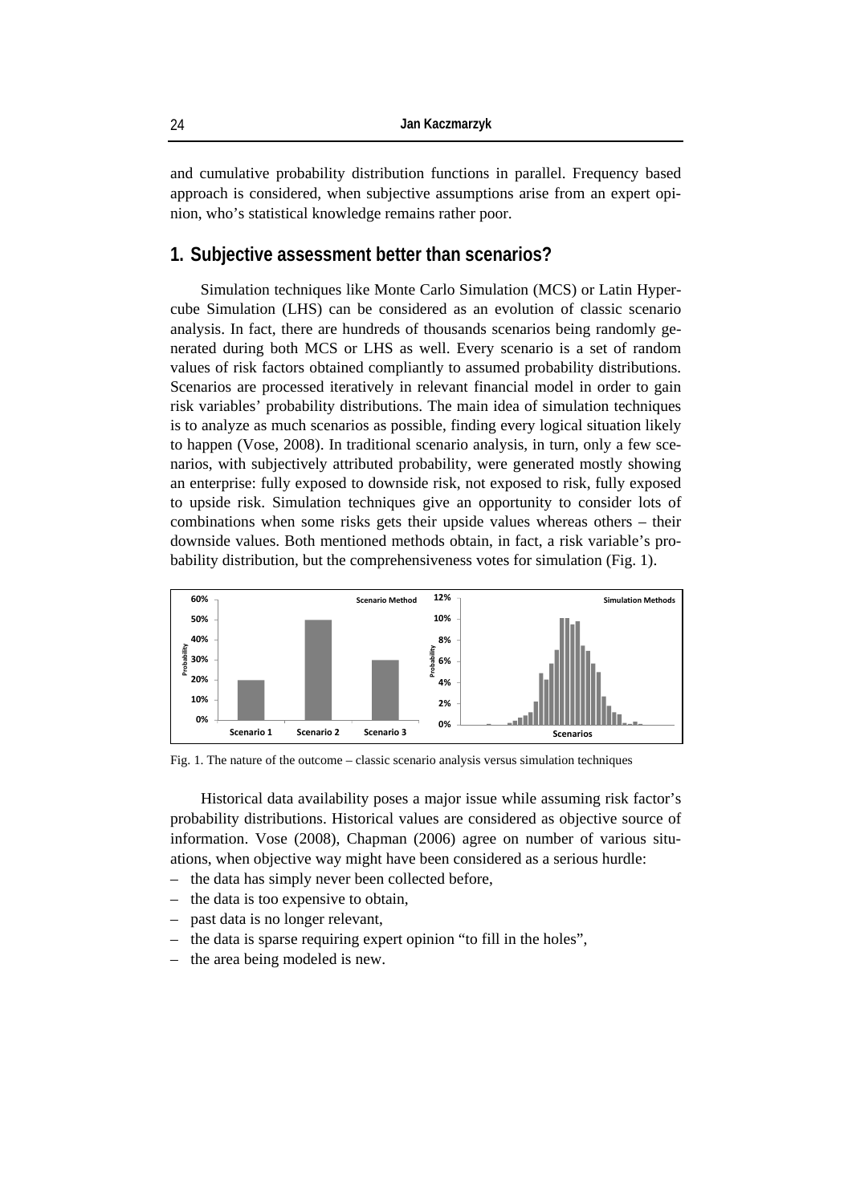and cumulative probability distribution functions in parallel. Frequency based approach is considered, when subjective assumptions arise from an expert opinion, who's statistical knowledge remains rather poor.

## 1. Subjective assessment better than scenarios?

Simulation techniques like Monte Carlo Simulation (MCS) or Latin Hypercube Simulation (LHS) can be considered as an evolution of classic scenario analysis. In fact, there are hundreds of thousands scenarios being randomly generated during both MCS or LHS as well. Every scenario is a set of random values of risk factors obtained compliantly to assumed probability distributions. Scenarios are processed iteratively in relevant financial model in order to gain risk variables' probability distributions. The main idea of simulation techniques is to analyze as much scenarios as possible, finding every logical situation likely to happen (Vose, 2008). In traditional scenario analysis, in turn, only a few scenarios, with subjectively attributed probability, were generated mostly showing an enterprise: fully exposed to downside risk, not exposed to risk, fully exposed to upside risk. Simulation techniques give an opportunity to consider lots of combinations when some risks gets their upside values whereas others – their downside values. Both mentioned methods obtain, in fact, a risk variable's probability distribution, but the comprehensiveness votes for simulation (Fig. 1).

Fig. 1. The nature of the outcome – classic scenario analysis versus simulation techniques

Historical data availability poses a major issue while assuming risk factor's probability distributions. Historical values are considered as objective source of information. Vose (2008), Chapman (2006) agree on number of various situations, when objective way might have been considered as a serious hurdle:

- the data has simply never been collected before,
- the data is too expensive to obtain,
- past data is no longer relevant,
- the data is sparse requiring expert opinion "to fill in the holes",
- the area being modeled is new.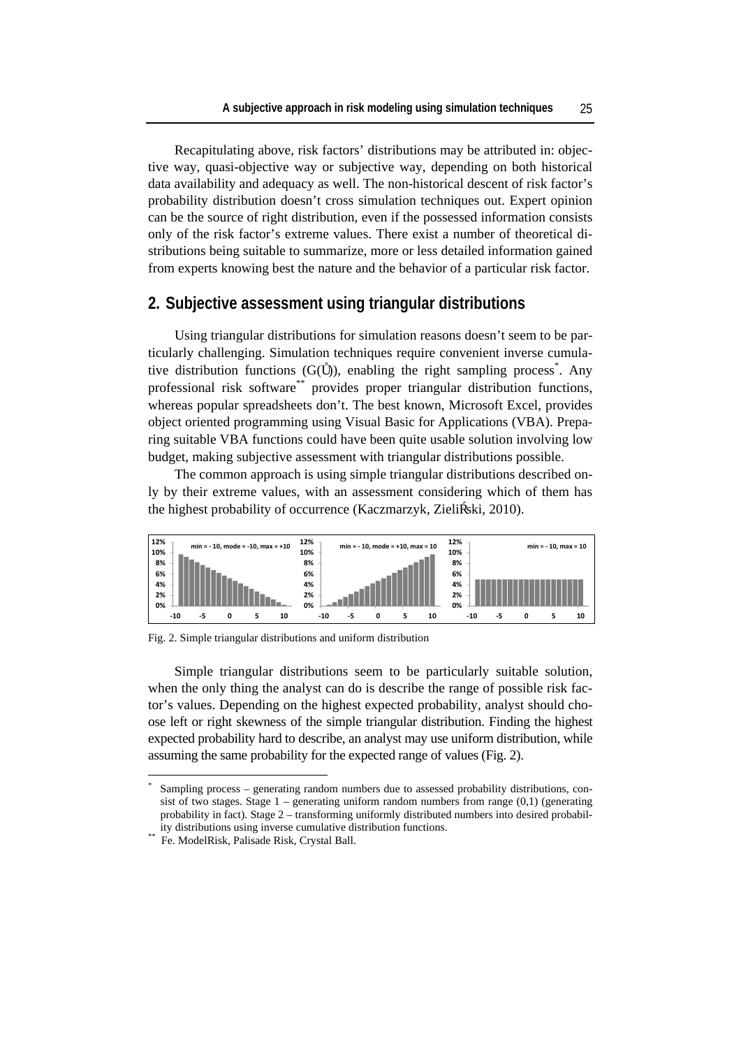Recapitulating above, risk factors' distributions may be attributed in: objective way, quasi-objective way or subjective way, depending on both historical data availability and adequacy as well. The non-historical descent of risk factor's probability distribution doesn't cross simulation techniques out. Expert opinion can be the source of right distribution, even if the possessed information consists only of the risk factor's extreme values. There exist a number of theoretical distributions being suitable to summarize, more or less detailed information gained from experts knowing best the nature and the behavior of a particular risk factor.

## 2. Subjective assessment using triangular distributions

Using triangular distributions for simulation reasons doesn't seem to be particularly challenging. Simulation techniques require convenient inverse cumulative distribution functions (G(Ů)), enabling the right sampling process*. Any professional risk software** provides proper triangular distribution functions, whereas popular spreadsheets don't. The best known, Microsoft Excel, provides object oriented programming using Visual Basic for Applications (VBA). Preparing suitable VBA functions could have been quite usable solution involving low budget, making subjective assessment with triangular distributions possible.

The common approach is using simple triangular distributions described only by their extreme values, with an assessment considering which of them has the highest probability of occurrence (Kaczmarzyk, Zieliński, 2010).

Fig. 2. Simple triangular distributions and uniform distribution

Simple triangular distributions seem to be particularly suitable solution, when the only thing the analyst can do is describe the range of possible risk factor's values. Depending on the highest expected probability, analyst should choose left or right skewness of the simple triangular distribution. Finding the highest expected probability hard to describe, an analyst may use uniform distribution, while assuming the same probability for the expected range of values (Fig. 2).

---

* Sampling process – generating random numbers due to assessed probability distributions, consist of two stages. Stage 1 – generating uniform random numbers from range (0,1) (generating probability in fact). Stage 2 – transforming uniformly distributed numbers into desired probability distributions using inverse cumulative distribution functions.

** Fe. ModelRisk, Palisade Risk, Crystal Ball.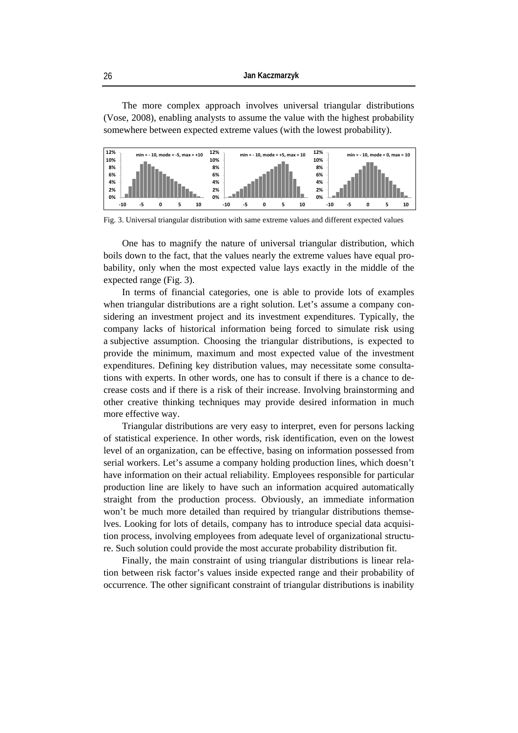The more complex approach involves universal triangular distributions (Vose, 2008), enabling analysts to assume the value with the highest probability somewhere between expected extreme values (with the lowest probability).

Fig. 3. Universal triangular distribution with same extreme values and different expected values

One has to magnify the nature of universal triangular distribution, which boils down to the fact, that the values nearly the extreme values have equal probability, only when the most expected value lays exactly in the middle of the expected range (Fig. 3).

In terms of financial categories, one is able to provide lots of examples when triangular distributions are a right solution. Let's assume a company considering an investment project and its investment expenditures. Typically, the company lacks of historical information being forced to simulate risk using a subjective assumption. Choosing the triangular distributions, is expected to provide the minimum, maximum and most expected value of the investment expenditures. Defining key distribution values, may necessitate some consultations with experts. In other words, one has to consult if there is a chance to decrease costs and if there is a risk of their increase. Involving brainstorming and other creative thinking techniques may provide desired information in much more effective way.

Triangular distributions are very easy to interpret, even for persons lacking of statistical experience. In other words, risk identification, even on the lowest level of an organization, can be effective, basing on information possessed from serial workers. Let's assume a company holding production lines, which doesn't have information on their actual reliability. Employees responsible for particular production line are likely to have such an information acquired automatically straight from the production process. Obviously, an immediate information won't be much more detailed than required by triangular distributions themselves. Looking for lots of details, company has to introduce special data acquisition process, involving employees from adequate level of organizational structure. Such solution could provide the most accurate probability distribution fit.

Finally, the main constraint of using triangular distributions is linear relation between risk factor's values inside expected range and their probability of occurrence. The other significant constraint of triangular distributions is inability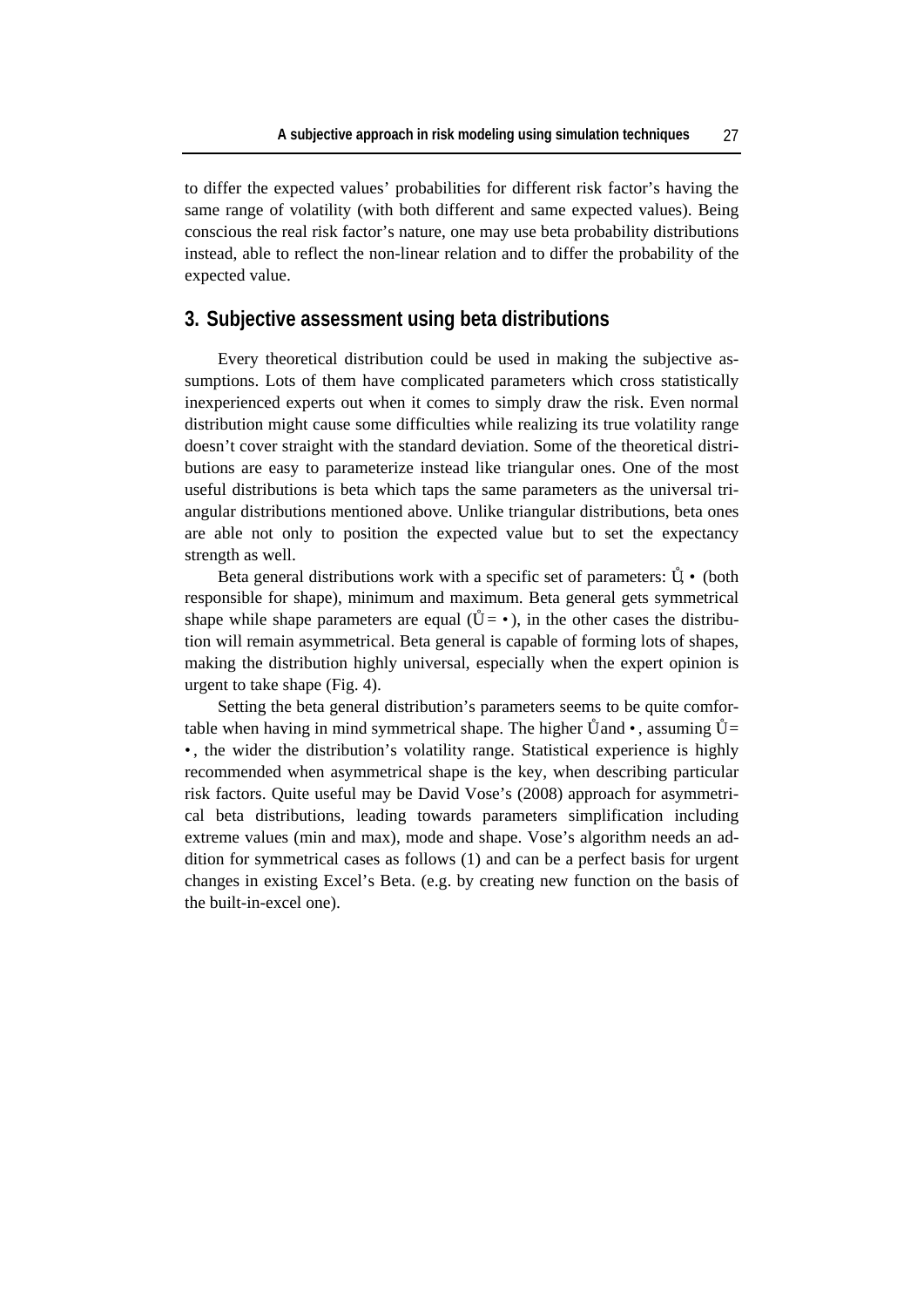to differ the expected values' probabilities for different risk factor's having the same range of volatility (with both different and same expected values). Being conscious the real risk factor's nature, one may use beta probability distributions instead, able to reflect the non-linear relation and to differ the probability of the expected value.

## 3. Subjective assessment using beta distributions

Every theoretical distribution could be used in making the subjective assumptions. Lots of them have complicated parameters which cross statistically inexperienced experts out when it comes to simply draw the risk. Even normal distribution might cause some difficulties while realizing its true volatility range doesn't cover straight with the standard deviation. Some of the theoretical distributions are easy to parameterize instead like triangular ones. One of the most useful distributions is beta which taps the same parameters as the universal triangular distributions mentioned above. Unlike triangular distributions, beta ones are able not only to position the expected value but to set the expectancy strength as well.

Beta general distributions work with a specific set of parameters: $\alpha$, $\beta$ (both responsible for shape), minimum and maximum. Beta general gets symmetrical shape while shape parameters are equal ($\alpha = \beta$), in the other cases the distribution will remain asymmetrical. Beta general is capable of forming lots of shapes, making the distribution highly universal, especially when the expert opinion is urgent to take shape (Fig. 4).

Setting the beta general distribution's parameters seems to be quite comfortable when having in mind symmetrical shape. The higher $\alpha$ and $\beta$, assuming $\alpha = \beta$, the wider the distribution's volatility range. Statistical experience is highly recommended when asymmetrical shape is the key, when describing particular risk factors. Quite useful may be David Vose's (2008) approach for asymmetrical beta distributions, leading towards parameters simplification including extreme values (min and max), mode and shape. Vose's algorithm needs an addition for symmetrical cases as follows (1) and can be a perfect basis for urgent changes in existing Excel's Beta. (e.g. by creating new function on the basis of the built-in-excel one).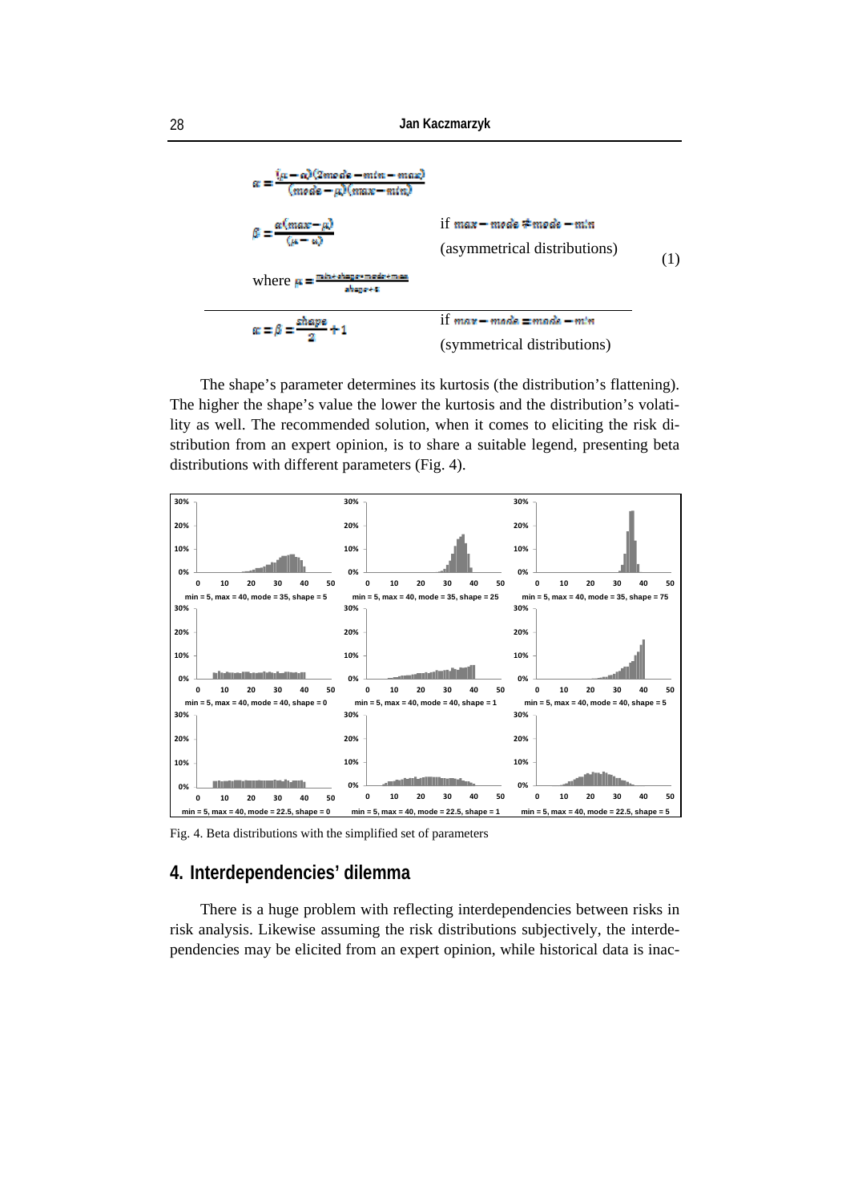$$\alpha = \frac{(\mu - \alpha)(2mode - min - max)}{(mode - \mu)(max - min)}$$

$$\beta = \frac{\alpha(max - \mu)}{(\mu - \alpha)} \quad \text{if } max - mode \neq mode - min \text{ (asymmetrical distributions)} \qquad (1)$$

where $\mu = \frac{min + shape * mode + max}{shape + 6}$

$$\alpha = \beta = \frac{shape}{2} + 1 \quad \text{if } max - mode = mode - min \text{ (symmetrical distributions)}$$

The shape's parameter determines its kurtosis (the distribution's flattening). The higher the shape's value the lower the kurtosis and the distribution's volatility as well. The recommended solution, when it comes to eliciting the risk distribution from an expert opinion, is to share a suitable legend, presenting beta distributions with different parameters (Fig. 4).

Fig. 4. Beta distributions with the simplified set of parameters

## 4. Interdependencies' dilemma

There is a huge problem with reflecting interdependencies between risks in risk analysis. Likewise assuming the risk distributions subjectively, the interdependencies may be elicited from an expert opinion, while historical data is inac-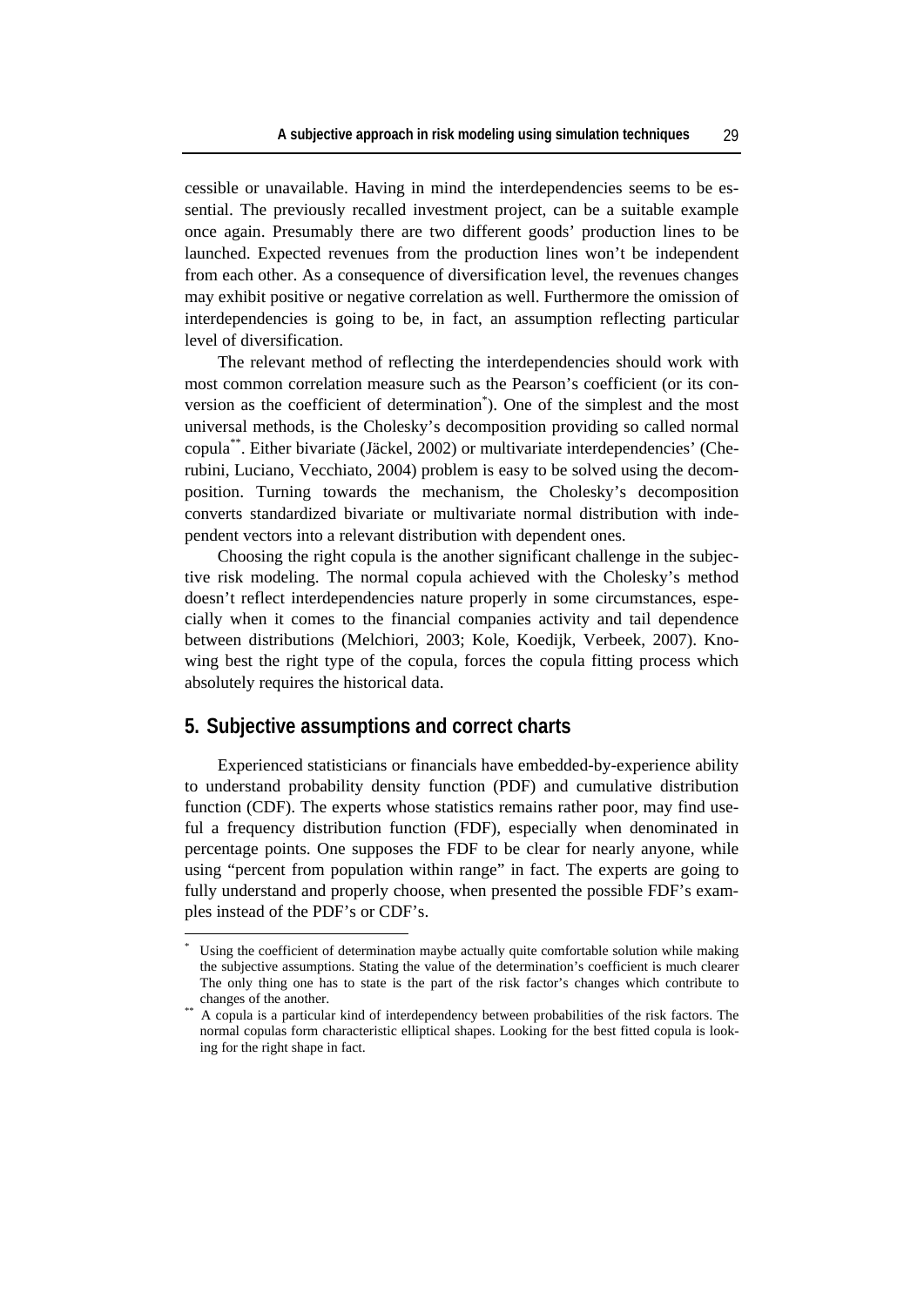cessible or unavailable. Having in mind the interdependencies seems to be essential. The previously recalled investment project, can be a suitable example once again. Presumably there are two different goods' production lines to be launched. Expected revenues from the production lines won't be independent from each other. As a consequence of diversification level, the revenues changes may exhibit positive or negative correlation as well. Furthermore the omission of interdependencies is going to be, in fact, an assumption reflecting particular level of diversification.

The relevant method of reflecting the interdependencies should work with most common correlation measure such as the Pearson's coefficient (or its conversion as the coefficient of determination[*]). One of the simplest and the most universal methods, is the Cholesky's decomposition providing so called normal copula[**]. Either bivariate (Jäckel, 2002) or multivariate interdependencies' (Cherubini, Luciano, Vecchiato, 2004) problem is easy to be solved using the decomposition. Turning towards the mechanism, the Cholesky's decomposition converts standardized bivariate or multivariate normal distribution with independent vectors into a relevant distribution with dependent ones.

Choosing the right copula is the another significant challenge in the subjective risk modeling. The normal copula achieved with the Cholesky's method doesn't reflect interdependencies nature properly in some circumstances, especially when it comes to the financial companies activity and tail dependence between distributions (Melchiori, 2003; Kole, Koedijk, Verbeek, 2007). Knowing best the right type of the copula, forces the copula fitting process which absolutely requires the historical data.

## 5. Subjective assumptions and correct charts

Experienced statisticians or financials have embedded-by-experience ability to understand probability density function (PDF) and cumulative distribution function (CDF). The experts whose statistics remains rather poor, may find useful a frequency distribution function (FDF), especially when denominated in percentage points. One supposes the FDF to be clear for nearly anyone, while using "percent from population within range" in fact. The experts are going to fully understand and properly choose, when presented the possible FDF's examples instead of the PDF's or CDF's.

---

[*] Using the coefficient of determination maybe actually quite comfortable solution while making the subjective assumptions. Stating the value of the determination's coefficient is much clearer The only thing one has to state is the part of the risk factor's changes which contribute to changes of the another.

[**] A copula is a particular kind of interdependency between probabilities of the risk factors. The normal copulas form characteristic elliptical shapes. Looking for the best fitted copula is looking for the right shape in fact.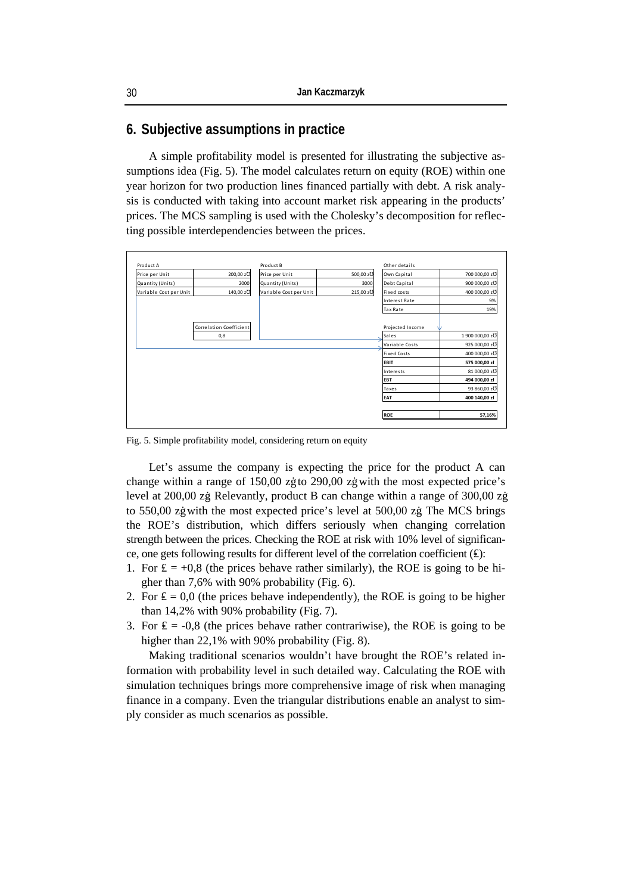## 6. Subjective assumptions in practice

A simple profitability model is presented for illustrating the subjective assumptions idea (Fig. 5). The model calculates return on equity (ROE) within one year horizon for two production lines financed partially with debt. A risk analysis is conducted with taking into account market risk appearing in the products' prices. The MCS sampling is used with the Cholesky's decomposition for reflecting possible interdependencies between the prices.

| Product A | |
|---|---|
| Price per Unit | 200,00 zł |
| Quantity (Units) | 2000 |
| Variable Cost per Unit | 140,00 zł |

| Product B | |
|---|---|
| Price per Unit | 500,00 zł |
| Quantity (Units) | 3000 |
| Variable Cost per Unit | 215,00 zł |

| Correlation Coefficient |
|---|
| 0,8 |

| Other details | |
|---|---|
| Own Capital | 700 000,00 zł |
| Debt Capital | 900 000,00 zł |
| Fixed costs | 400 000,00 zł |
| Interest Rate | 9% |
| Tax Rate | 19% |

| Projected Income | |
|---|---|
| Sales | 1 900 000,00 zł |
| Variable Costs | 925 000,00 zł |
| Fixed Costs | 400 000,00 zł |
| **EBIT** | **575 000,00 zł** |
| Interests | 81 000,00 zł |
| **EBT** | **494 000,00 zł** |
| Taxes | 93 860,00 zł |
| **EAT** | **400 140,00 zł** |
| **ROE** | **57,16%** |

Fig. 5. Simple profitability model, considering return on equity

Let's assume the company is expecting the price for the product A can change within a range of 150,00 zł to 290,00 zł with the most expected price's level at 200,00 zł. Relevantly, product B can change within a range of 300,00 zł to 550,00 zł with the most expected price's level at 500,00 zł. The MCS brings the ROE's distribution, which differs seriously when changing correlation strength between the prices. Checking the ROE at risk with 10% level of significance, one gets following results for different level of the correlation coefficient (£):

1. For £ = +0,8 (the prices behave rather similarly), the ROE is going to be higher than 7,6% with 90% probability (Fig. 6).
2. For £ = 0,0 (the prices behave independently), the ROE is going to be higher than 14,2% with 90% probability (Fig. 7).
3. For £ = -0,8 (the prices behave rather contrariwise), the ROE is going to be higher than 22,1% with 90% probability (Fig. 8).

Making traditional scenarios wouldn't have brought the ROE's related information with probability level in such detailed way. Calculating the ROE with simulation techniques brings more comprehensive image of risk when managing finance in a company. Even the triangular distributions enable an analyst to simply consider as much scenarios as possible.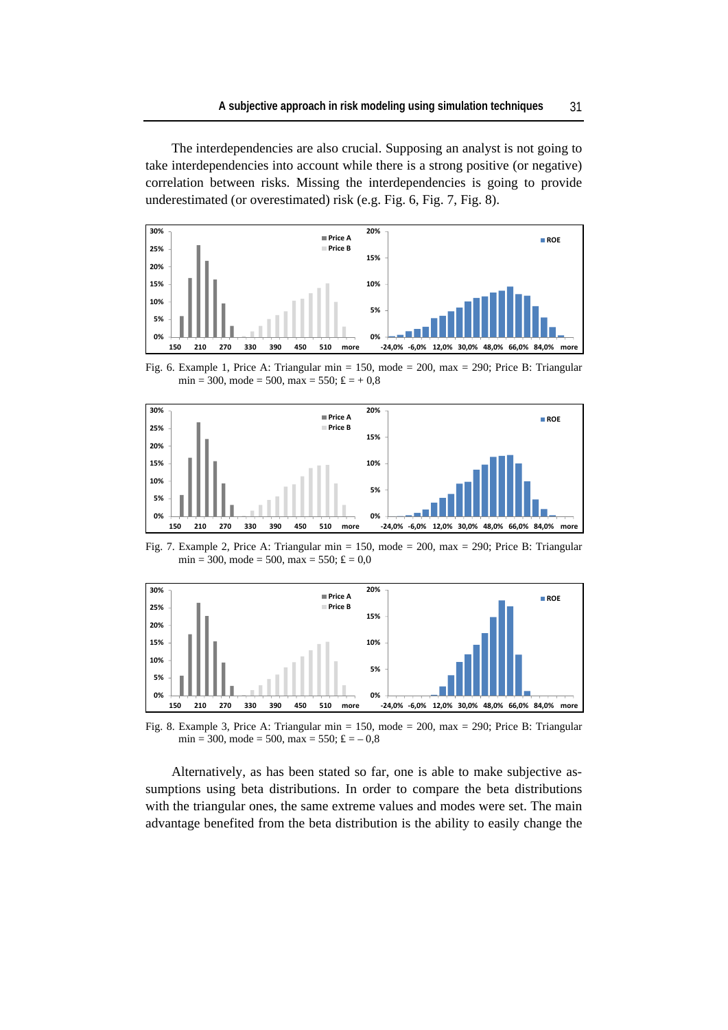The interdependencies are also crucial. Supposing an analyst is not going to take interdependencies into account while there is a strong positive (or negative) correlation between risks. Missing the interdependencies is going to provide underestimated (or overestimated) risk (e.g. Fig. 6, Fig. 7, Fig. 8).

Fig. 6. Example 1, Price A: Triangular min = 150, mode = 200, max = 290; Price B: Triangular min = 300, mode = 500, max = 550; £ = + 0,8

Fig. 7. Example 2, Price A: Triangular min = 150, mode = 200, max = 290; Price B: Triangular min = 300, mode = 500, max = 550; £ = 0,0

Fig. 8. Example 3, Price A: Triangular min = 150, mode = 200, max = 290; Price B: Triangular min = 300, mode = 500, max = 550; £ = – 0,8

Alternatively, as has been stated so far, one is able to make subjective assumptions using beta distributions. In order to compare the beta distributions with the triangular ones, the same extreme values and modes were set. The main advantage benefited from the beta distribution is the ability to easily change the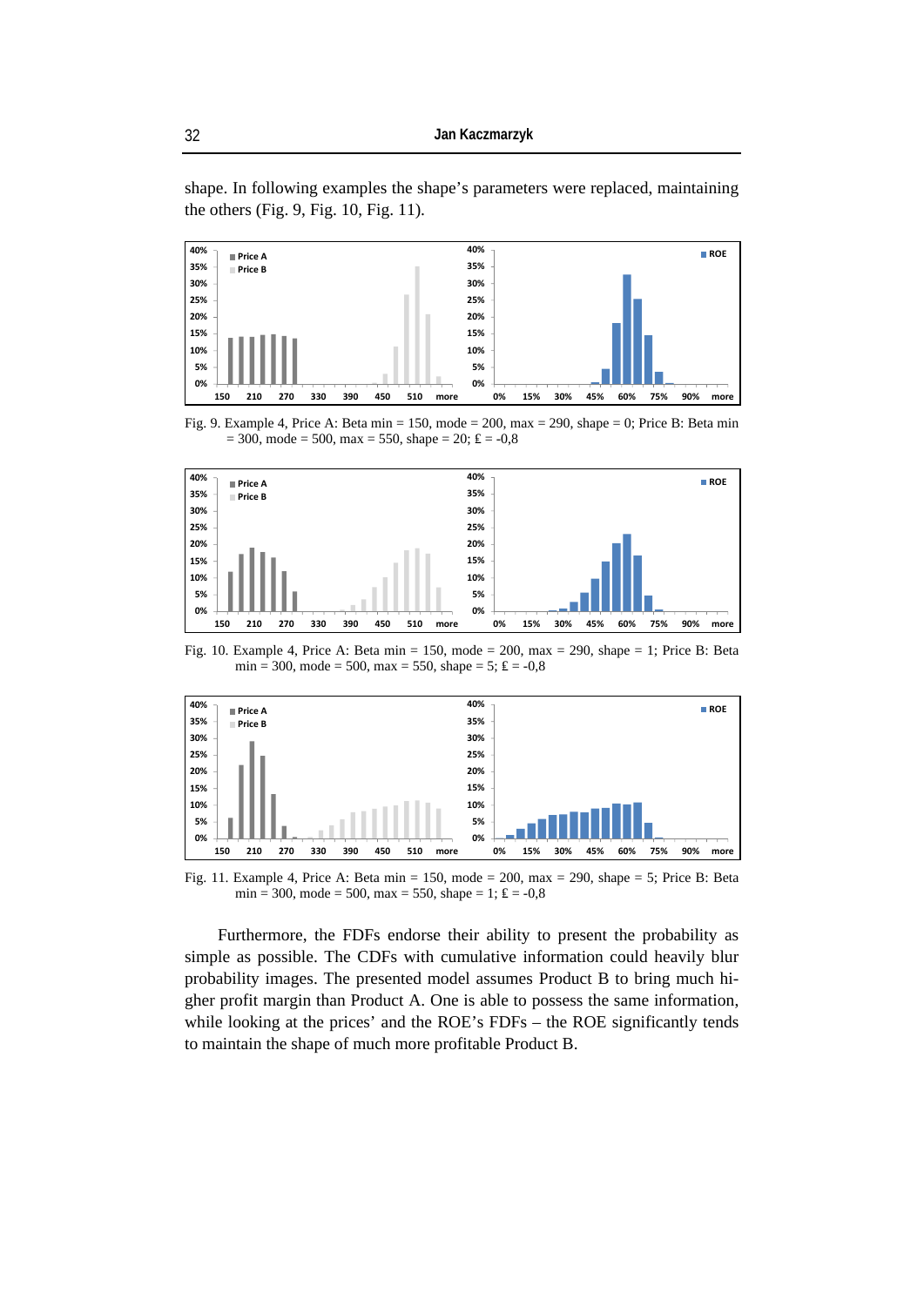shape. In following examples the shape's parameters were replaced, maintaining the others (Fig. 9, Fig. 10, Fig. 11).

Fig. 9. Example 4, Price A: Beta min = 150, mode = 200, max = 290, shape = 0; Price B: Beta min = 300, mode = 500, max = 550, shape = 20; £ = -0,8

Fig. 10. Example 4, Price A: Beta min = 150, mode = 200, max = 290, shape = 1; Price B: Beta min = 300, mode = 500, max = 550, shape = 5; £ = -0,8

Fig. 11. Example 4, Price A: Beta min = 150, mode = 200, max = 290, shape = 5; Price B: Beta min = 300, mode = 500, max = 550, shape = 1; £ = -0,8

Furthermore, the FDFs endorse their ability to present the probability as simple as possible. The CDFs with cumulative information could heavily blur probability images. The presented model assumes Product B to bring much higher profit margin than Product A. One is able to possess the same information, while looking at the prices' and the ROE's FDFs – the ROE significantly tends to maintain the shape of much more profitable Product B.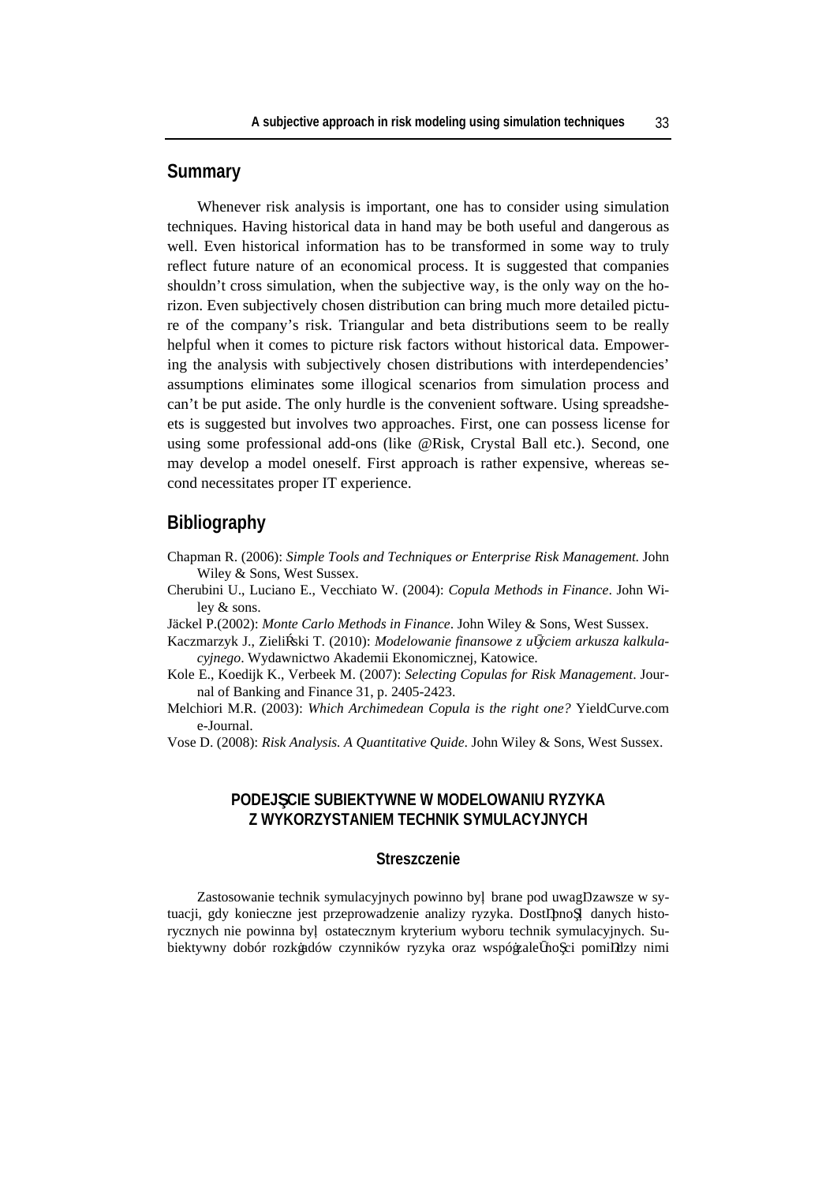## Summary

Whenever risk analysis is important, one has to consider using simulation techniques. Having historical data in hand may be both useful and dangerous as well. Even historical information has to be transformed in some way to truly reflect future nature of an economical process. It is suggested that companies shouldn't cross simulation, when the subjective way, is the only way on the horizon. Even subjectively chosen distribution can bring much more detailed picture of the company's risk. Triangular and beta distributions seem to be really helpful when it comes to picture risk factors without historical data. Empowering the analysis with subjectively chosen distributions with interdependencies' assumptions eliminates some illogical scenarios from simulation process and can't be put aside. The only hurdle is the convenient software. Using spreadsheets is suggested but involves two approaches. First, one can possess license for using some professional add-ons (like @Risk, Crystal Ball etc.). Second, one may develop a model oneself. First approach is rather expensive, whereas second necessitates proper IT experience.

## Bibliography

Chapman R. (2006): *Simple Tools and Techniques or Enterprise Risk Management*. John Wiley & Sons, West Sussex.

Cherubini U., Luciano E., Vecchiato W. (2004): *Copula Methods in Finance*. John Wiley & sons.

Jäckel P.(2002): *Monte Carlo Methods in Finance*. John Wiley & Sons, West Sussex.

Kaczmarzyk J., Zieliński T. (2010): *Modelowanie finansowe z użyciem arkusza kalkulacyjnego*. Wydawnictwo Akademii Ekonomicznej, Katowice.

Kole E., Koedijk K., Verbeek M. (2007): *Selecting Copulas for Risk Management*. Journal of Banking and Finance 31, p. 2405-2423.

Melchiori M.R. (2003): *Which Archimedean Copula is the right one?* YieldCurve.com e-Journal.

Vose D. (2008): *Risk Analysis. A Quantitative Quide*. John Wiley & Sons, West Sussex.

## PODEJŚCIE SUBIEKTYWNE W MODELOWANIU RYZYKA Z WYKORZYSTANIEM TECHNIK SYMULACYJNYCH

### Streszczenie

Zastosowanie technik symulacyjnych powinno być brane pod uwagę zawsze w sytuacji, gdy konieczne jest przeprowadzenie analizy ryzyka. Dostępność danych historycznych nie powinna być ostatecznym kryterium wyboru technik symulacyjnych. Subiektywny dobór rozkładów czynników ryzyka oraz współzależności pomiędzy nimi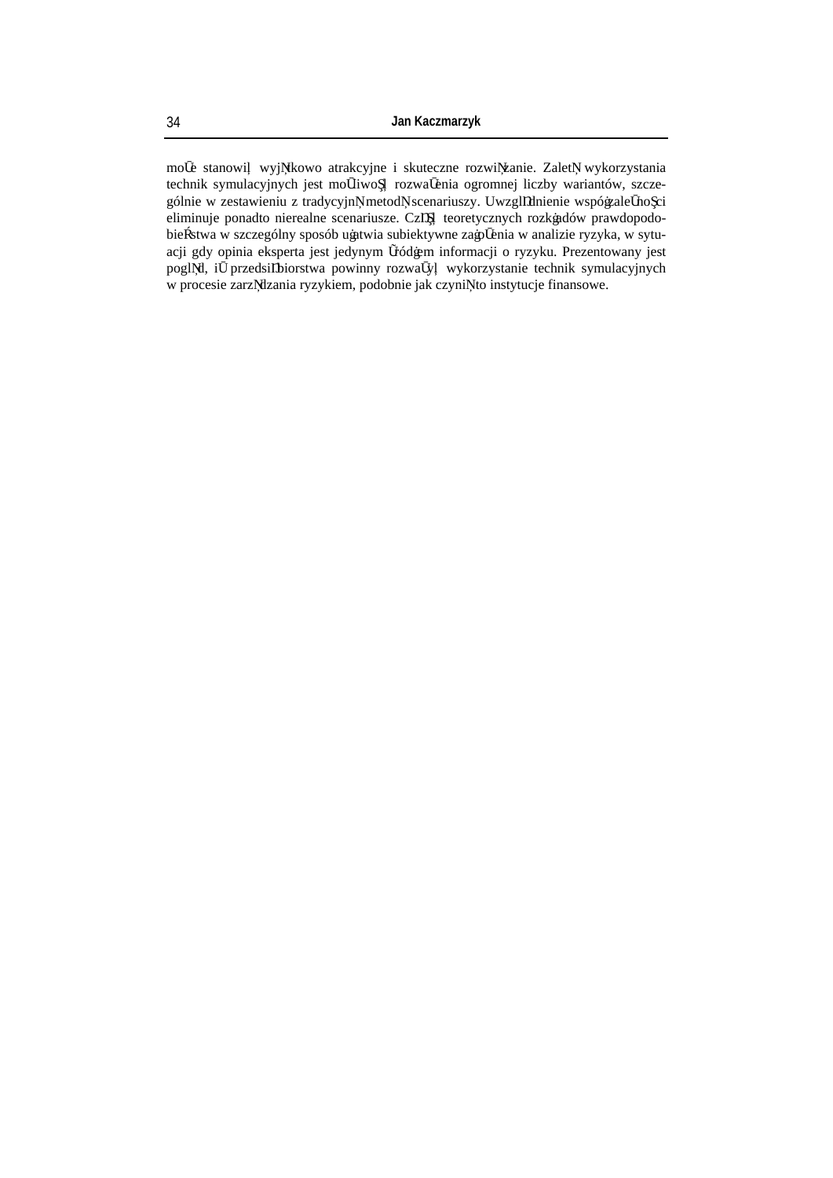może stanowić wyjątkowo atrakcyjne i skuteczne rozwiązanie. Zaletą wykorzystania technik symulacyjnych jest możliwość rozważenia ogromnej liczby wariantów, szczególnie w zestawieniu z tradycyjną metodą scenariuszy. Uwzględnienie współzależności eliminuje ponadto nierealne scenariusze. Część teoretycznych rozkładów prawdopodobieństwa w szczególny sposób ułatwia subiektywne założenia w analizie ryzyka, w sytuacji gdy opinia eksperta jest jedynym źródłem informacji o ryzyku. Prezentowany jest pogląd, iż przedsiębiorstwa powinny rozważyć wykorzystanie technik symulacyjnych w procesie zarządzania ryzykiem, podobnie jak czynią to instytucje finansowe.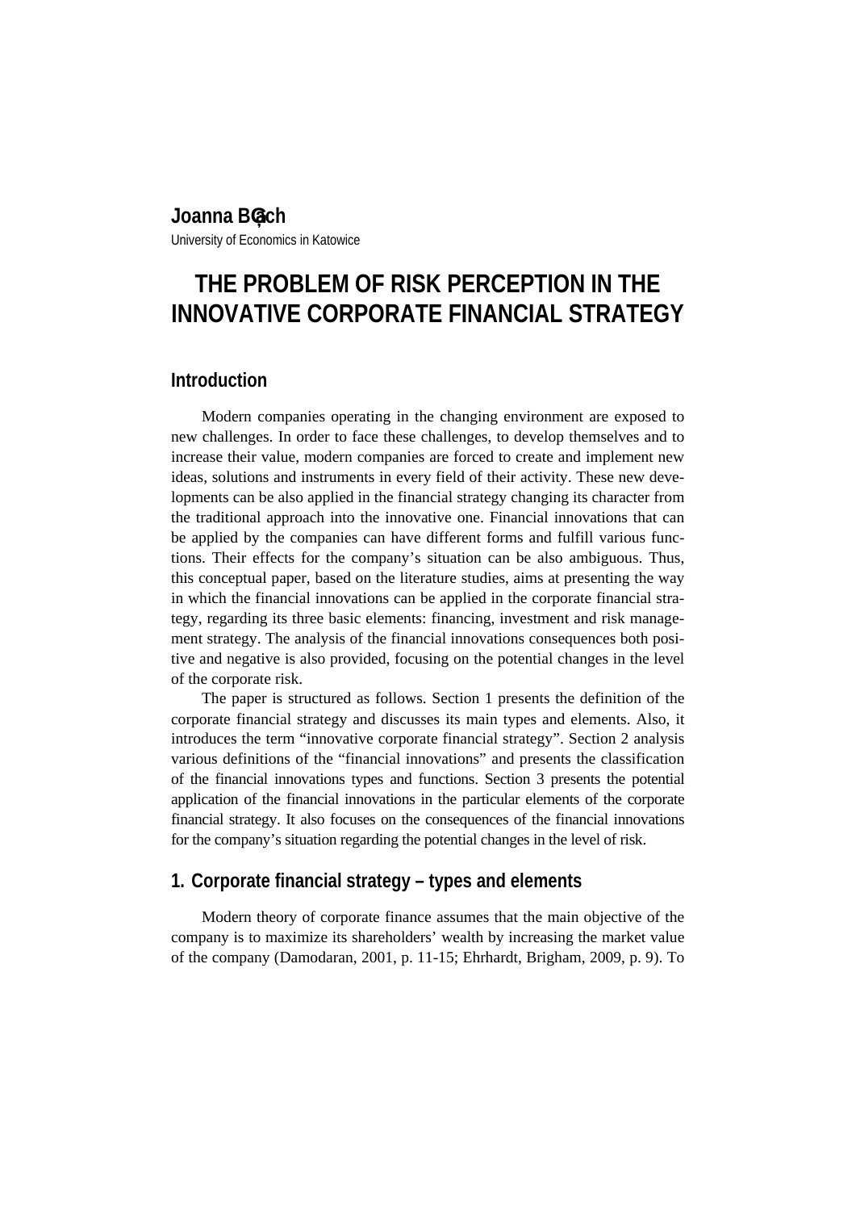**Joanna Bąch**

University of Economics in Katowice

# THE PROBLEM OF RISK PERCEPTION IN THE INNOVATIVE CORPORATE FINANCIAL STRATEGY

## Introduction

Modern companies operating in the changing environment are exposed to new challenges. In order to face these challenges, to develop themselves and to increase their value, modern companies are forced to create and implement new ideas, solutions and instruments in every field of their activity. These new developments can be also applied in the financial strategy changing its character from the traditional approach into the innovative one. Financial innovations that can be applied by the companies can have different forms and fulfill various functions. Their effects for the company's situation can be also ambiguous. Thus, this conceptual paper, based on the literature studies, aims at presenting the way in which the financial innovations can be applied in the corporate financial strategy, regarding its three basic elements: financing, investment and risk management strategy. The analysis of the financial innovations consequences both positive and negative is also provided, focusing on the potential changes in the level of the corporate risk.

The paper is structured as follows. Section 1 presents the definition of the corporate financial strategy and discusses its main types and elements. Also, it introduces the term "innovative corporate financial strategy". Section 2 analysis various definitions of the "financial innovations" and presents the classification of the financial innovations types and functions. Section 3 presents the potential application of the financial innovations in the particular elements of the corporate financial strategy. It also focuses on the consequences of the financial innovations for the company's situation regarding the potential changes in the level of risk.

## 1. Corporate financial strategy – types and elements

Modern theory of corporate finance assumes that the main objective of the company is to maximize its shareholders' wealth by increasing the market value of the company (Damodaran, 2001, p. 11-15; Ehrhardt, Brigham, 2009, p. 9). To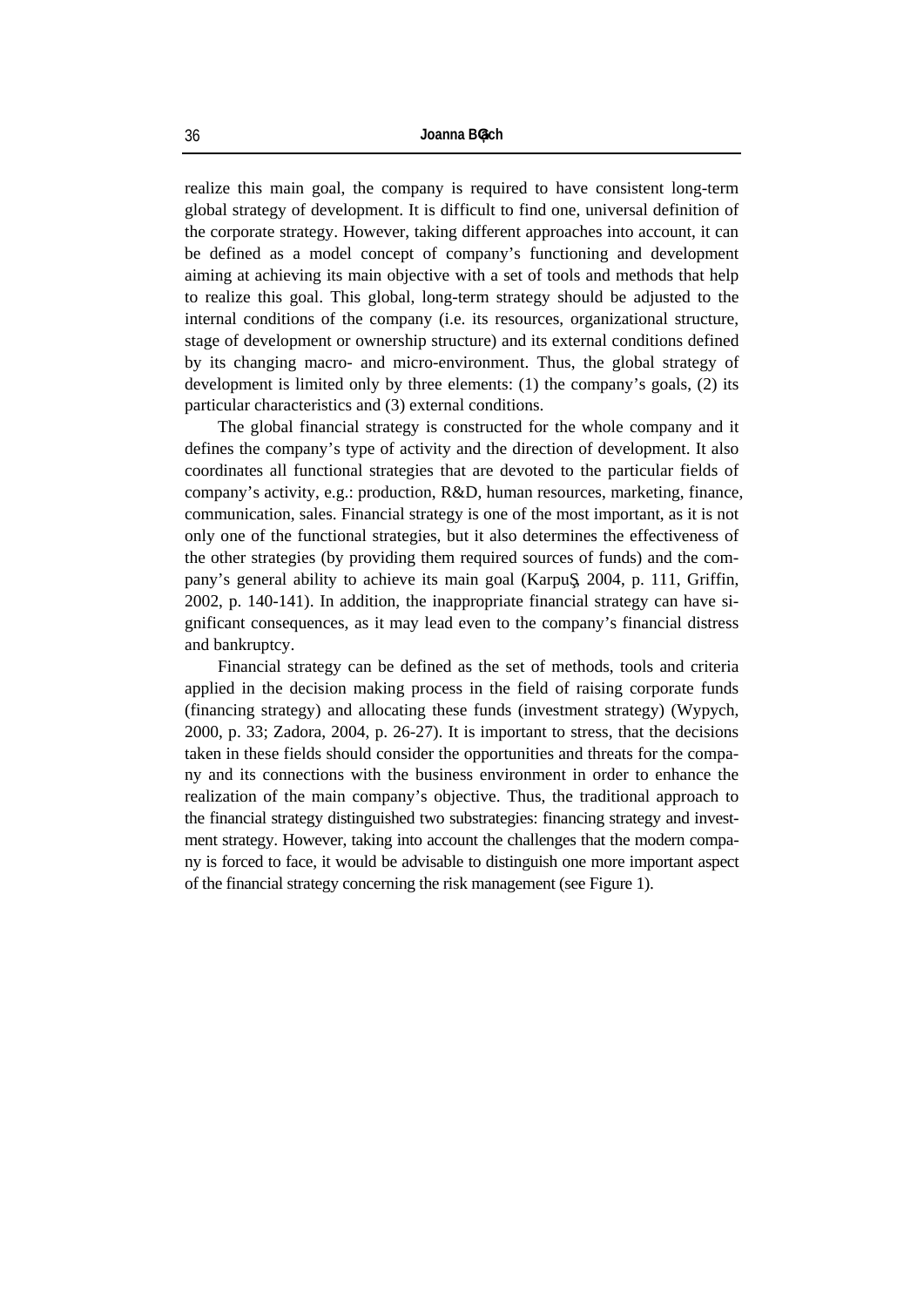realize this main goal, the company is required to have consistent long-term global strategy of development. It is difficult to find one, universal definition of the corporate strategy. However, taking different approaches into account, it can be defined as a model concept of company's functioning and development aiming at achieving its main objective with a set of tools and methods that help to realize this goal. This global, long-term strategy should be adjusted to the internal conditions of the company (i.e. its resources, organizational structure, stage of development or ownership structure) and its external conditions defined by its changing macro- and micro-environment. Thus, the global strategy of development is limited only by three elements: (1) the company's goals, (2) its particular characteristics and (3) external conditions.

The global financial strategy is constructed for the whole company and it defines the company's type of activity and the direction of development. It also coordinates all functional strategies that are devoted to the particular fields of company's activity, e.g.: production, R&D, human resources, marketing, finance, communication, sales. Financial strategy is one of the most important, as it is not only one of the functional strategies, but it also determines the effectiveness of the other strategies (by providing them required sources of funds) and the company's general ability to achieve its main goal (Karpuś, 2004, p. 111, Griffin, 2002, p. 140-141). In addition, the inappropriate financial strategy can have significant consequences, as it may lead even to the company's financial distress and bankruptcy.

Financial strategy can be defined as the set of methods, tools and criteria applied in the decision making process in the field of raising corporate funds (financing strategy) and allocating these funds (investment strategy) (Wypych, 2000, p. 33; Zadora, 2004, p. 26-27). It is important to stress, that the decisions taken in these fields should consider the opportunities and threats for the company and its connections with the business environment in order to enhance the realization of the main company's objective. Thus, the traditional approach to the financial strategy distinguished two substrategies: financing strategy and investment strategy. However, taking into account the challenges that the modern company is forced to face, it would be advisable to distinguish one more important aspect of the financial strategy concerning the risk management (see Figure 1).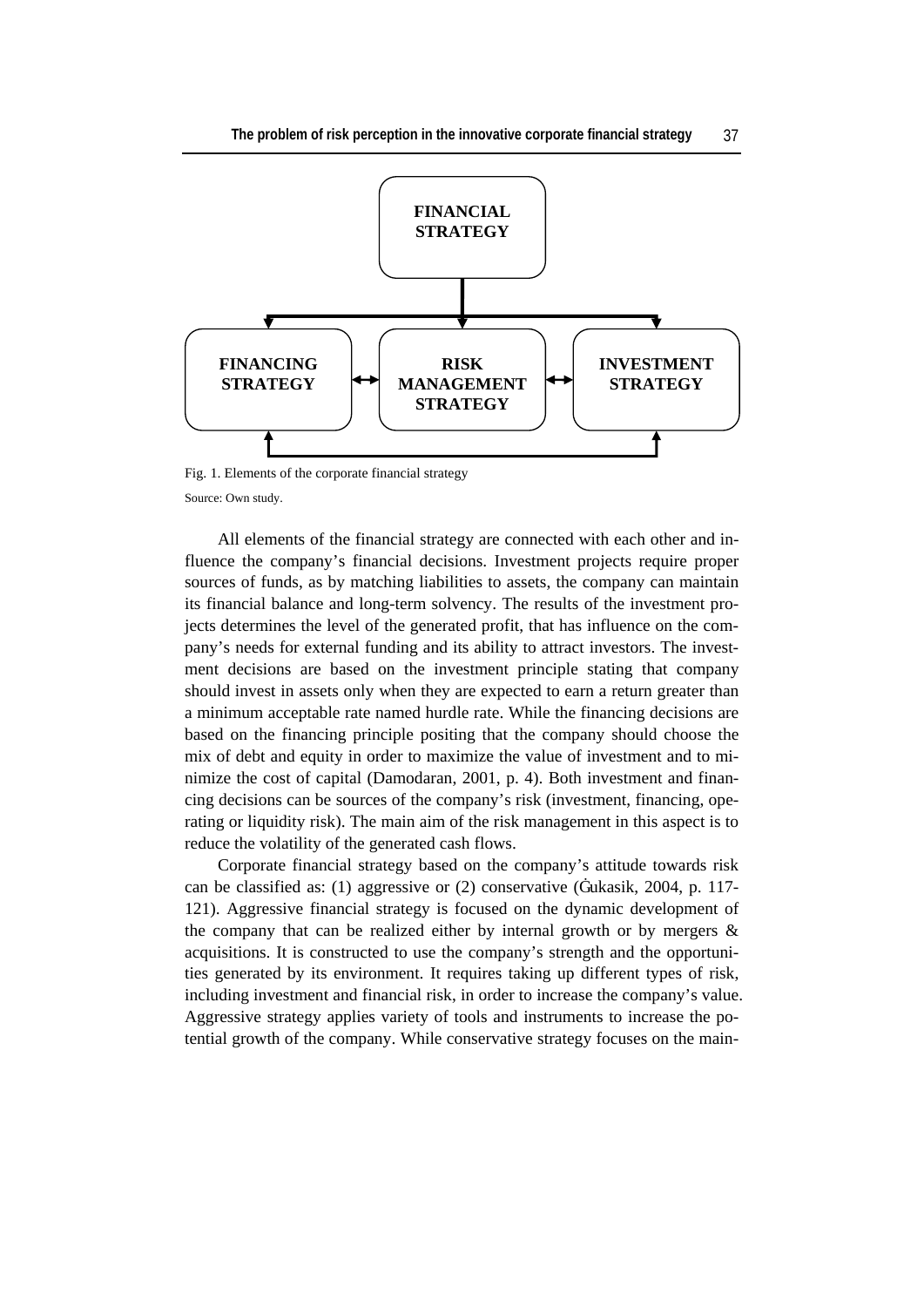FINANCIAL STRATEGY

FINANCING STRATEGY ↔ RISK MANAGEMENT STRATEGY ↔ INVESTMENT STRATEGY

Fig. 1. Elements of the corporate financial strategy

Source: Own study.

All elements of the financial strategy are connected with each other and influence the company's financial decisions. Investment projects require proper sources of funds, as by matching liabilities to assets, the company can maintain its financial balance and long-term solvency. The results of the investment projects determines the level of the generated profit, that has influence on the company's needs for external funding and its ability to attract investors. The investment decisions are based on the investment principle stating that company should invest in assets only when they are expected to earn a return greater than a minimum acceptable rate named hurdle rate. While the financing decisions are based on the financing principle positing that the company should choose the mix of debt and equity in order to maximize the value of investment and to minimize the cost of capital (Damodaran, 2001, p. 4). Both investment and financing decisions can be sources of the company's risk (investment, financing, operating or liquidity risk). The main aim of the risk management in this aspect is to reduce the volatility of the generated cash flows.

Corporate financial strategy based on the company's attitude towards risk can be classified as: (1) aggressive or (2) conservative (Ġukasik, 2004, p. 117-121). Aggressive financial strategy is focused on the dynamic development of the company that can be realized either by internal growth or by mergers & acquisitions. It is constructed to use the company's strength and the opportunities generated by its environment. It requires taking up different types of risk, including investment and financial risk, in order to increase the company's value. Aggressive strategy applies variety of tools and instruments to increase the potential growth of the company. While conservative strategy focuses on the main-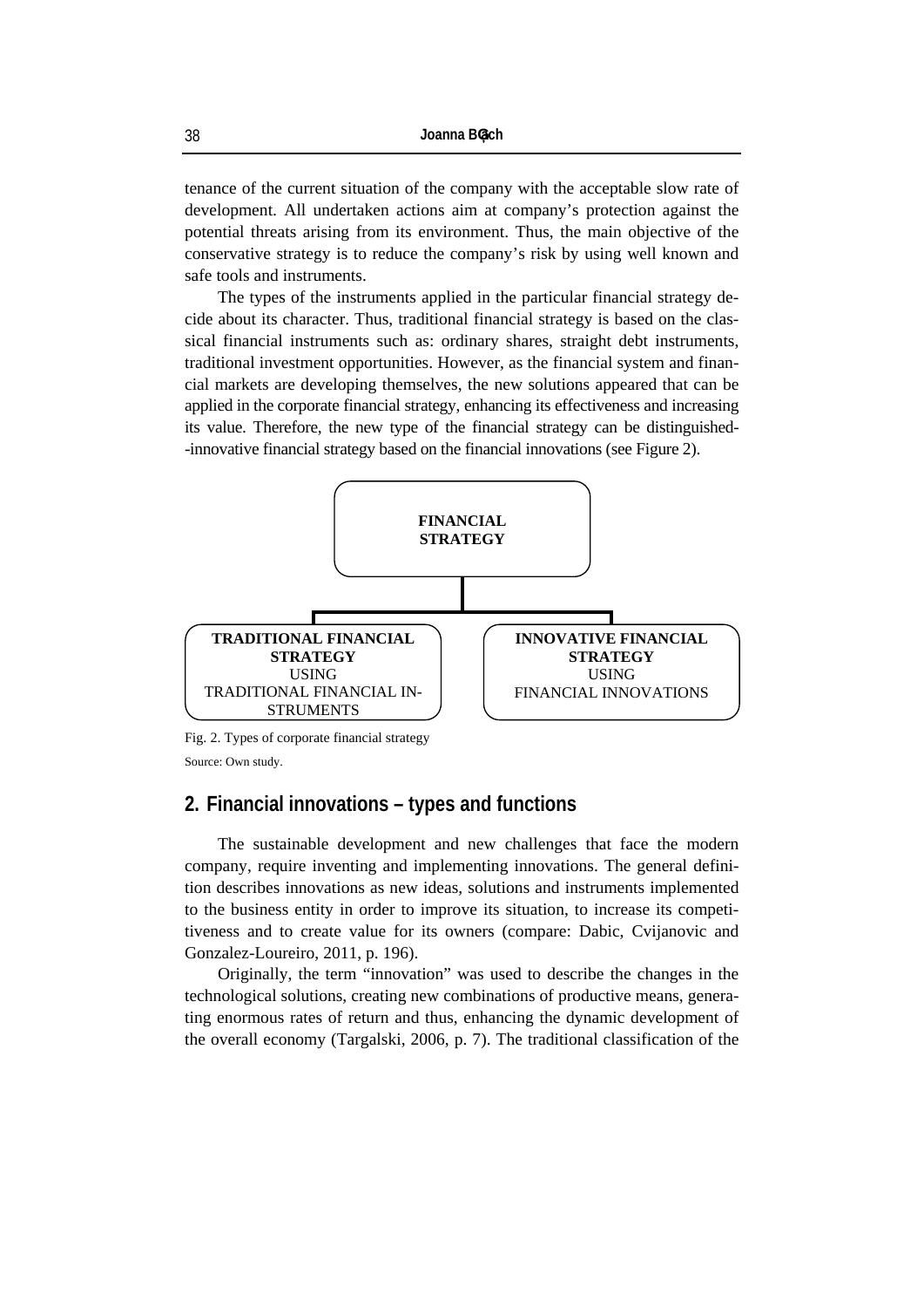tenance of the current situation of the company with the acceptable slow rate of development. All undertaken actions aim at company's protection against the potential threats arising from its environment. Thus, the main objective of the conservative strategy is to reduce the company's risk by using well known and safe tools and instruments.

The types of the instruments applied in the particular financial strategy decide about its character. Thus, traditional financial strategy is based on the classical financial instruments such as: ordinary shares, straight debt instruments, traditional investment opportunities. However, as the financial system and financial markets are developing themselves, the new solutions appeared that can be applied in the corporate financial strategy, enhancing its effectiveness and increasing its value. Therefore, the new type of the financial strategy can be distinguished--innovative financial strategy based on the financial innovations (see Figure 2).

**FINANCIAL STRATEGY**

**TRADITIONAL FINANCIAL STRATEGY** USING TRADITIONAL FINANCIAL INSTRUMENTS

**INNOVATIVE FINANCIAL STRATEGY** USING FINANCIAL INNOVATIONS

Fig. 2. Types of corporate financial strategy

Source: Own study.

## 2. Financial innovations – types and functions

The sustainable development and new challenges that face the modern company, require inventing and implementing innovations. The general definition describes innovations as new ideas, solutions and instruments implemented to the business entity in order to improve its situation, to increase its competitiveness and to create value for its owners (compare: Dabic, Cvijanovic and Gonzalez-Loureiro, 2011, p. 196).

Originally, the term "innovation" was used to describe the changes in the technological solutions, creating new combinations of productive means, generating enormous rates of return and thus, enhancing the dynamic development of the overall economy (Targalski, 2006, p. 7). The traditional classification of the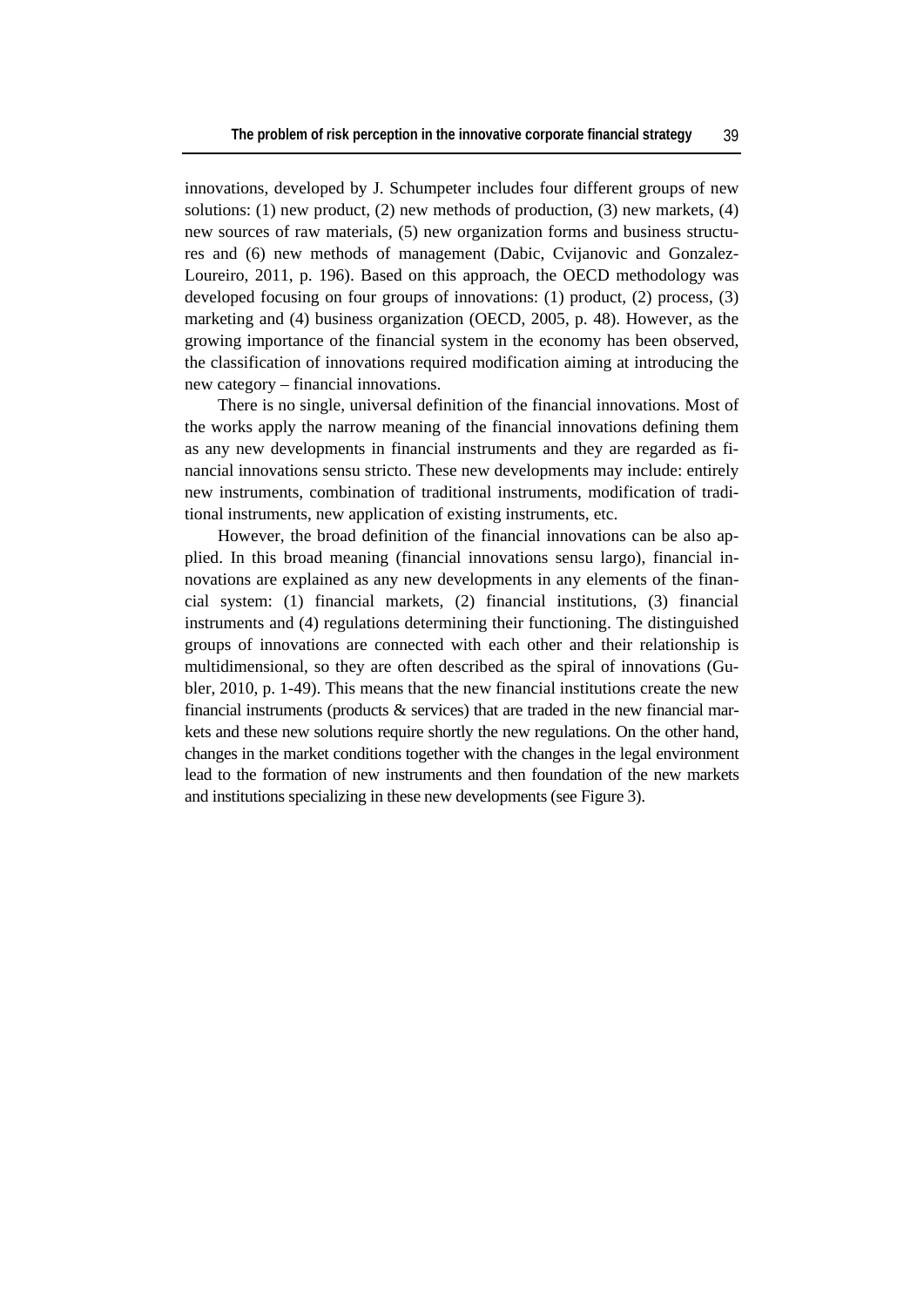innovations, developed by J. Schumpeter includes four different groups of new solutions: (1) new product, (2) new methods of production, (3) new markets, (4) new sources of raw materials, (5) new organization forms and business structures and (6) new methods of management (Dabic, Cvijanovic and Gonzalez-Loureiro, 2011, p. 196). Based on this approach, the OECD methodology was developed focusing on four groups of innovations: (1) product, (2) process, (3) marketing and (4) business organization (OECD, 2005, p. 48). However, as the growing importance of the financial system in the economy has been observed, the classification of innovations required modification aiming at introducing the new category – financial innovations.

There is no single, universal definition of the financial innovations. Most of the works apply the narrow meaning of the financial innovations defining them as any new developments in financial instruments and they are regarded as financial innovations sensu stricto. These new developments may include: entirely new instruments, combination of traditional instruments, modification of traditional instruments, new application of existing instruments, etc.

However, the broad definition of the financial innovations can be also applied. In this broad meaning (financial innovations sensu largo), financial innovations are explained as any new developments in any elements of the financial system: (1) financial markets, (2) financial institutions, (3) financial instruments and (4) regulations determining their functioning. The distinguished groups of innovations are connected with each other and their relationship is multidimensional, so they are often described as the spiral of innovations (Gubler, 2010, p. 1-49). This means that the new financial institutions create the new financial instruments (products & services) that are traded in the new financial markets and these new solutions require shortly the new regulations. On the other hand, changes in the market conditions together with the changes in the legal environment lead to the formation of new instruments and then foundation of the new markets and institutions specializing in these new developments (see Figure 3).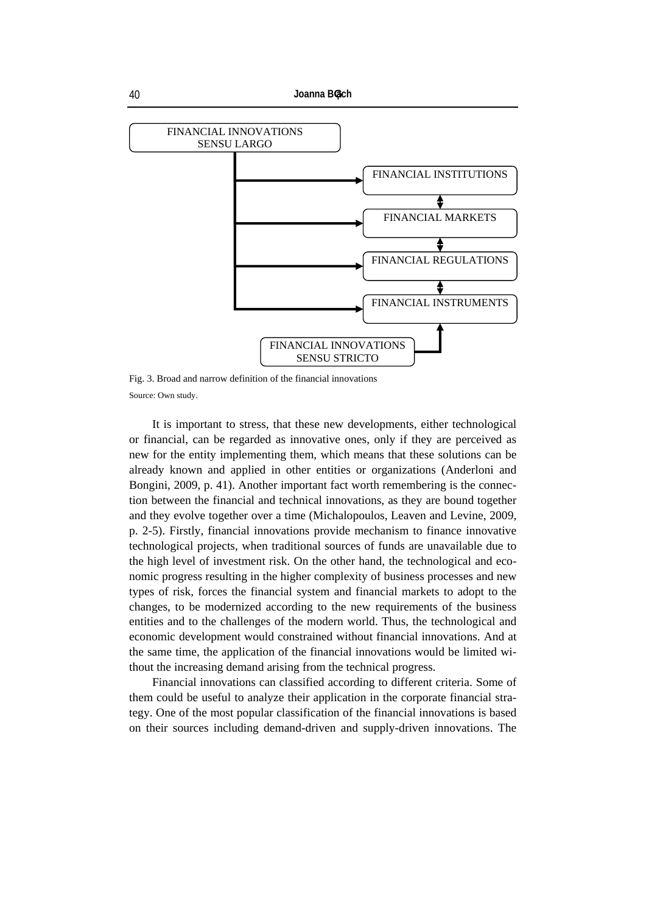FINANCIAL INNOVATIONS SENSU LARGO

FINANCIAL INSTITUTIONS

FINANCIAL MARKETS

FINANCIAL REGULATIONS

FINANCIAL INSTRUMENTS

FINANCIAL INNOVATIONS SENSU STRICTO

Fig. 3. Broad and narrow definition of the financial innovations

Source: Own study.

It is important to stress, that these new developments, either technological or financial, can be regarded as innovative ones, only if they are perceived as new for the entity implementing them, which means that these solutions can be already known and applied in other entities or organizations (Anderloni and Bongini, 2009, p. 41). Another important fact worth remembering is the connection between the financial and technical innovations, as they are bound together and they evolve together over a time (Michalopoulos, Leaven and Levine, 2009, p. 2-5). Firstly, financial innovations provide mechanism to finance innovative technological projects, when traditional sources of funds are unavailable due to the high level of investment risk. On the other hand, the technological and economic progress resulting in the higher complexity of business processes and new types of risk, forces the financial system and financial markets to adopt to the changes, to be modernized according to the new requirements of the business entities and to the challenges of the modern world. Thus, the technological and economic development would constrained without financial innovations. And at the same time, the application of the financial innovations would be limited without the increasing demand arising from the technical progress.

Financial innovations can classified according to different criteria. Some of them could be useful to analyze their application in the corporate financial strategy. One of the most popular classification of the financial innovations is based on their sources including demand-driven and supply-driven innovations. The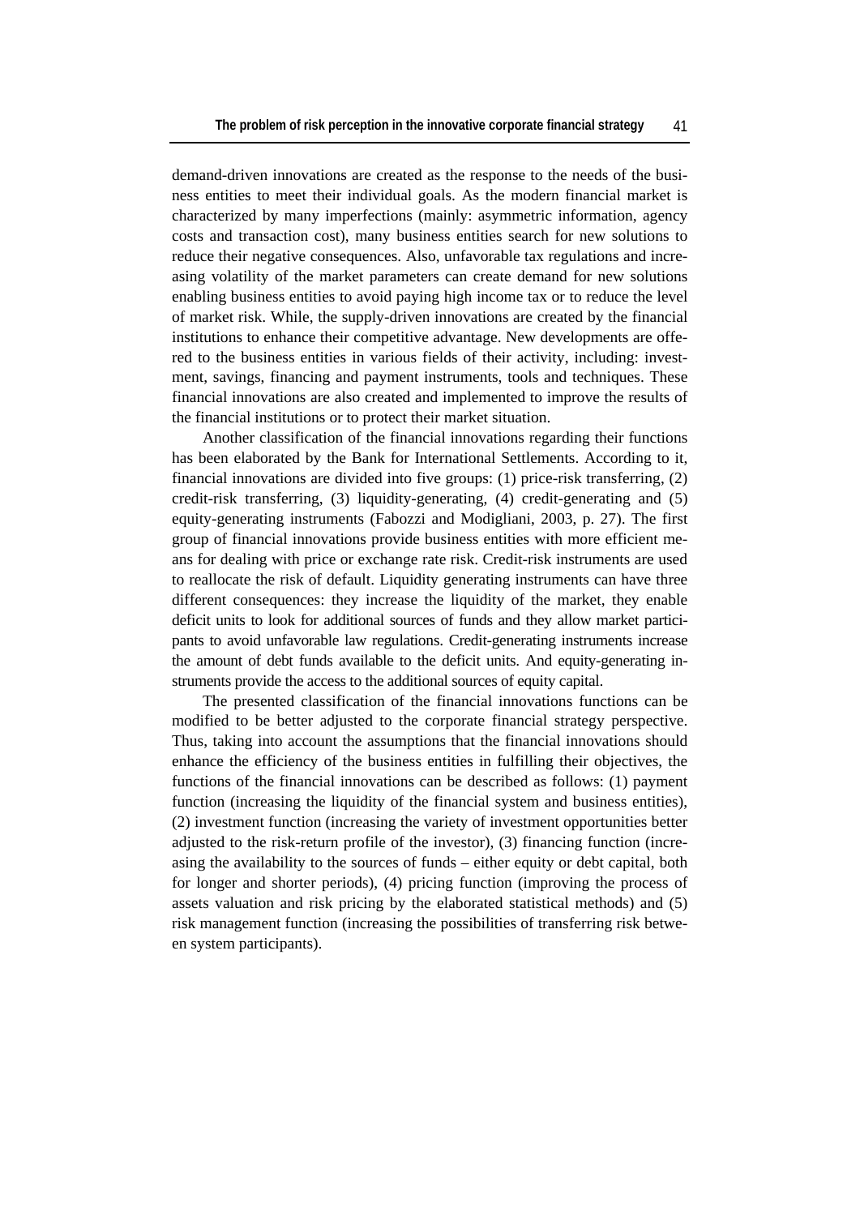demand-driven innovations are created as the response to the needs of the business entities to meet their individual goals. As the modern financial market is characterized by many imperfections (mainly: asymmetric information, agency costs and transaction cost), many business entities search for new solutions to reduce their negative consequences. Also, unfavorable tax regulations and increasing volatility of the market parameters can create demand for new solutions enabling business entities to avoid paying high income tax or to reduce the level of market risk. While, the supply-driven innovations are created by the financial institutions to enhance their competitive advantage. New developments are offered to the business entities in various fields of their activity, including: investment, savings, financing and payment instruments, tools and techniques. These financial innovations are also created and implemented to improve the results of the financial institutions or to protect their market situation.

Another classification of the financial innovations regarding their functions has been elaborated by the Bank for International Settlements. According to it, financial innovations are divided into five groups: (1) price-risk transferring, (2) credit-risk transferring, (3) liquidity-generating, (4) credit-generating and (5) equity-generating instruments (Fabozzi and Modigliani, 2003, p. 27). The first group of financial innovations provide business entities with more efficient means for dealing with price or exchange rate risk. Credit-risk instruments are used to reallocate the risk of default. Liquidity generating instruments can have three different consequences: they increase the liquidity of the market, they enable deficit units to look for additional sources of funds and they allow market participants to avoid unfavorable law regulations. Credit-generating instruments increase the amount of debt funds available to the deficit units. And equity-generating instruments provide the access to the additional sources of equity capital.

The presented classification of the financial innovations functions can be modified to be better adjusted to the corporate financial strategy perspective. Thus, taking into account the assumptions that the financial innovations should enhance the efficiency of the business entities in fulfilling their objectives, the functions of the financial innovations can be described as follows: (1) payment function (increasing the liquidity of the financial system and business entities), (2) investment function (increasing the variety of investment opportunities better adjusted to the risk-return profile of the investor), (3) financing function (increasing the availability to the sources of funds – either equity or debt capital, both for longer and shorter periods), (4) pricing function (improving the process of assets valuation and risk pricing by the elaborated statistical methods) and (5) risk management function (increasing the possibilities of transferring risk between system participants).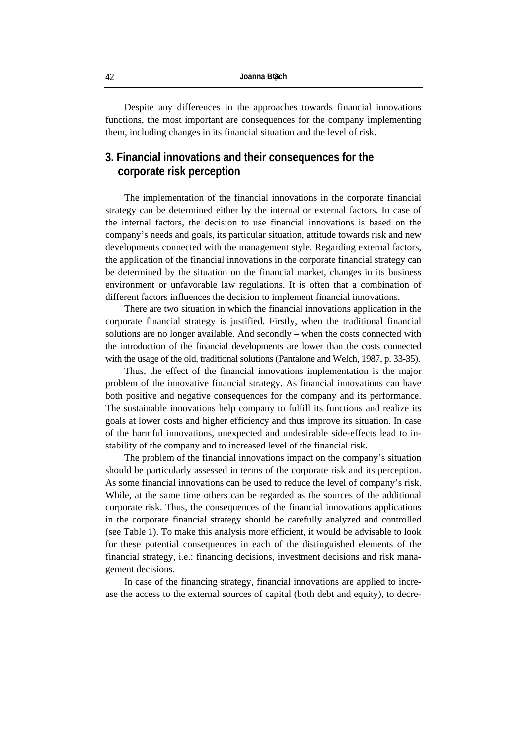Despite any differences in the approaches towards financial innovations functions, the most important are consequences for the company implementing them, including changes in its financial situation and the level of risk.

## 3. Financial innovations and their consequences for the corporate risk perception

The implementation of the financial innovations in the corporate financial strategy can be determined either by the internal or external factors. In case of the internal factors, the decision to use financial innovations is based on the company's needs and goals, its particular situation, attitude towards risk and new developments connected with the management style. Regarding external factors, the application of the financial innovations in the corporate financial strategy can be determined by the situation on the financial market, changes in its business environment or unfavorable law regulations. It is often that a combination of different factors influences the decision to implement financial innovations.

There are two situation in which the financial innovations application in the corporate financial strategy is justified. Firstly, when the traditional financial solutions are no longer available. And secondly – when the costs connected with the introduction of the financial developments are lower than the costs connected with the usage of the old, traditional solutions (Pantalone and Welch, 1987, p. 33-35).

Thus, the effect of the financial innovations implementation is the major problem of the innovative financial strategy. As financial innovations can have both positive and negative consequences for the company and its performance. The sustainable innovations help company to fulfill its functions and realize its goals at lower costs and higher efficiency and thus improve its situation. In case of the harmful innovations, unexpected and undesirable side-effects lead to instability of the company and to increased level of the financial risk.

The problem of the financial innovations impact on the company's situation should be particularly assessed in terms of the corporate risk and its perception. As some financial innovations can be used to reduce the level of company's risk. While, at the same time others can be regarded as the sources of the additional corporate risk. Thus, the consequences of the financial innovations applications in the corporate financial strategy should be carefully analyzed and controlled (see Table 1). To make this analysis more efficient, it would be advisable to look for these potential consequences in each of the distinguished elements of the financial strategy, i.e.: financing decisions, investment decisions and risk management decisions.

In case of the financing strategy, financial innovations are applied to increase the access to the external sources of capital (both debt and equity), to decre-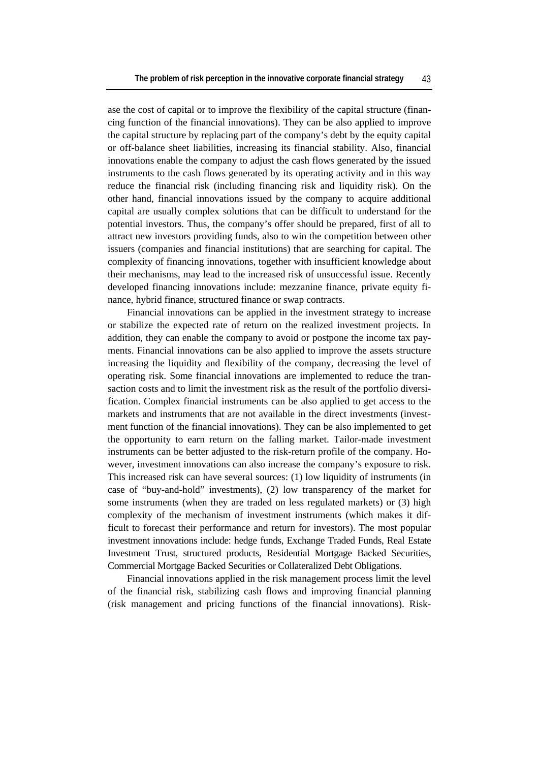ase the cost of capital or to improve the flexibility of the capital structure (financing function of the financial innovations). They can be also applied to improve the capital structure by replacing part of the company's debt by the equity capital or off-balance sheet liabilities, increasing its financial stability. Also, financial innovations enable the company to adjust the cash flows generated by the issued instruments to the cash flows generated by its operating activity and in this way reduce the financial risk (including financing risk and liquidity risk). On the other hand, financial innovations issued by the company to acquire additional capital are usually complex solutions that can be difficult to understand for the potential investors. Thus, the company's offer should be prepared, first of all to attract new investors providing funds, also to win the competition between other issuers (companies and financial institutions) that are searching for capital. The complexity of financing innovations, together with insufficient knowledge about their mechanisms, may lead to the increased risk of unsuccessful issue. Recently developed financing innovations include: mezzanine finance, private equity finance, hybrid finance, structured finance or swap contracts.

Financial innovations can be applied in the investment strategy to increase or stabilize the expected rate of return on the realized investment projects. In addition, they can enable the company to avoid or postpone the income tax payments. Financial innovations can be also applied to improve the assets structure increasing the liquidity and flexibility of the company, decreasing the level of operating risk. Some financial innovations are implemented to reduce the transaction costs and to limit the investment risk as the result of the portfolio diversification. Complex financial instruments can be also applied to get access to the markets and instruments that are not available in the direct investments (investment function of the financial innovations). They can be also implemented to get the opportunity to earn return on the falling market. Tailor-made investment instruments can be better adjusted to the risk-return profile of the company. However, investment innovations can also increase the company's exposure to risk. This increased risk can have several sources: (1) low liquidity of instruments (in case of "buy-and-hold" investments), (2) low transparency of the market for some instruments (when they are traded on less regulated markets) or (3) high complexity of the mechanism of investment instruments (which makes it difficult to forecast their performance and return for investors). The most popular investment innovations include: hedge funds, Exchange Traded Funds, Real Estate Investment Trust, structured products, Residential Mortgage Backed Securities, Commercial Mortgage Backed Securities or Collateralized Debt Obligations.

Financial innovations applied in the risk management process limit the level of the financial risk, stabilizing cash flows and improving financial planning (risk management and pricing functions of the financial innovations). Risk-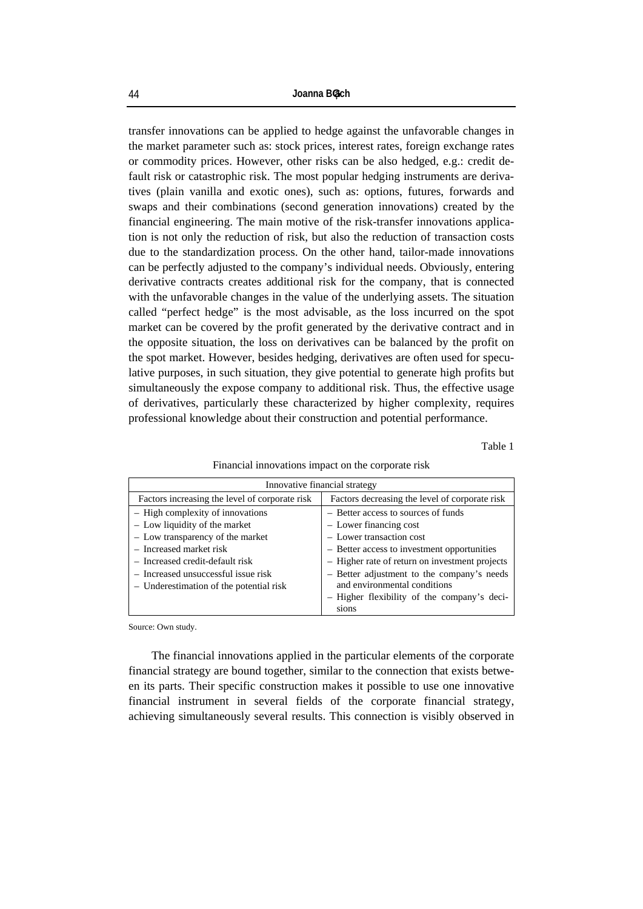transfer innovations can be applied to hedge against the unfavorable changes in the market parameter such as: stock prices, interest rates, foreign exchange rates or commodity prices. However, other risks can be also hedged, e.g.: credit default risk or catastrophic risk. The most popular hedging instruments are derivatives (plain vanilla and exotic ones), such as: options, futures, forwards and swaps and their combinations (second generation innovations) created by the financial engineering. The main motive of the risk-transfer innovations application is not only the reduction of risk, but also the reduction of transaction costs due to the standardization process. On the other hand, tailor-made innovations can be perfectly adjusted to the company's individual needs. Obviously, entering derivative contracts creates additional risk for the company, that is connected with the unfavorable changes in the value of the underlying assets. The situation called "perfect hedge" is the most advisable, as the loss incurred on the spot market can be covered by the profit generated by the derivative contract and in the opposite situation, the loss on derivatives can be balanced by the profit on the spot market. However, besides hedging, derivatives are often used for speculative purposes, in such situation, they give potential to generate high profits but simultaneously the expose company to additional risk. Thus, the effective usage of derivatives, particularly these characterized by higher complexity, requires professional knowledge about their construction and potential performance.

Table 1

Financial innovations impact on the corporate risk

| Innovative financial strategy | |
|---|---|
| Factors increasing the level of corporate risk | Factors decreasing the level of corporate risk |
| – High complexity of innovations<br>– Low liquidity of the market<br>– Low transparency of the market<br>– Increased market risk<br>– Increased credit-default risk<br>– Increased unsuccessful issue risk<br>– Underestimation of the potential risk | – Better access to sources of funds<br>– Lower financing cost<br>– Lower transaction cost<br>– Better access to investment opportunities<br>– Higher rate of return on investment projects<br>– Better adjustment to the company's needs and environmental conditions<br>– Higher flexibility of the company's decisions |

Source: Own study.

The financial innovations applied in the particular elements of the corporate financial strategy are bound together, similar to the connection that exists between its parts. Their specific construction makes it possible to use one innovative financial instrument in several fields of the corporate financial strategy, achieving simultaneously several results. This connection is visibly observed in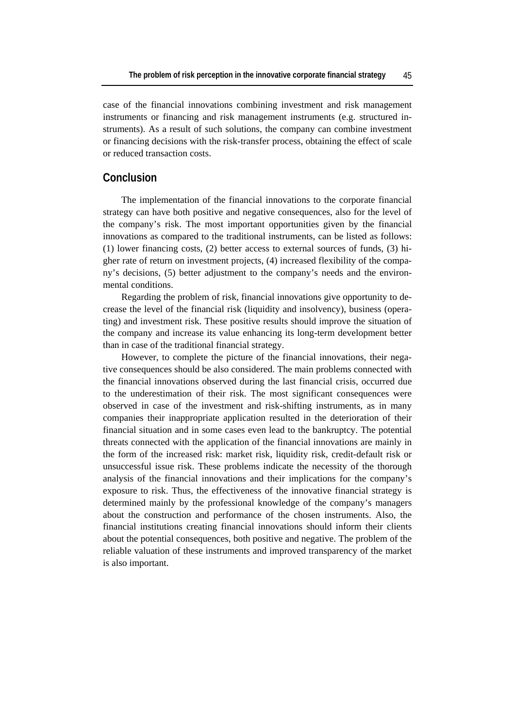case of the financial innovations combining investment and risk management instruments or financing and risk management instruments (e.g. structured instruments). As a result of such solutions, the company can combine investment or financing decisions with the risk-transfer process, obtaining the effect of scale or reduced transaction costs.

## Conclusion

The implementation of the financial innovations to the corporate financial strategy can have both positive and negative consequences, also for the level of the company's risk. The most important opportunities given by the financial innovations as compared to the traditional instruments, can be listed as follows: (1) lower financing costs, (2) better access to external sources of funds, (3) higher rate of return on investment projects, (4) increased flexibility of the company's decisions, (5) better adjustment to the company's needs and the environmental conditions.

Regarding the problem of risk, financial innovations give opportunity to decrease the level of the financial risk (liquidity and insolvency), business (operating) and investment risk. These positive results should improve the situation of the company and increase its value enhancing its long-term development better than in case of the traditional financial strategy.

However, to complete the picture of the financial innovations, their negative consequences should be also considered. The main problems connected with the financial innovations observed during the last financial crisis, occurred due to the underestimation of their risk. The most significant consequences were observed in case of the investment and risk-shifting instruments, as in many companies their inappropriate application resulted in the deterioration of their financial situation and in some cases even lead to the bankruptcy. The potential threats connected with the application of the financial innovations are mainly in the form of the increased risk: market risk, liquidity risk, credit-default risk or unsuccessful issue risk. These problems indicate the necessity of the thorough analysis of the financial innovations and their implications for the company's exposure to risk. Thus, the effectiveness of the innovative financial strategy is determined mainly by the professional knowledge of the company's managers about the construction and performance of the chosen instruments. Also, the financial institutions creating financial innovations should inform their clients about the potential consequences, both positive and negative. The problem of the reliable valuation of these instruments and improved transparency of the market is also important.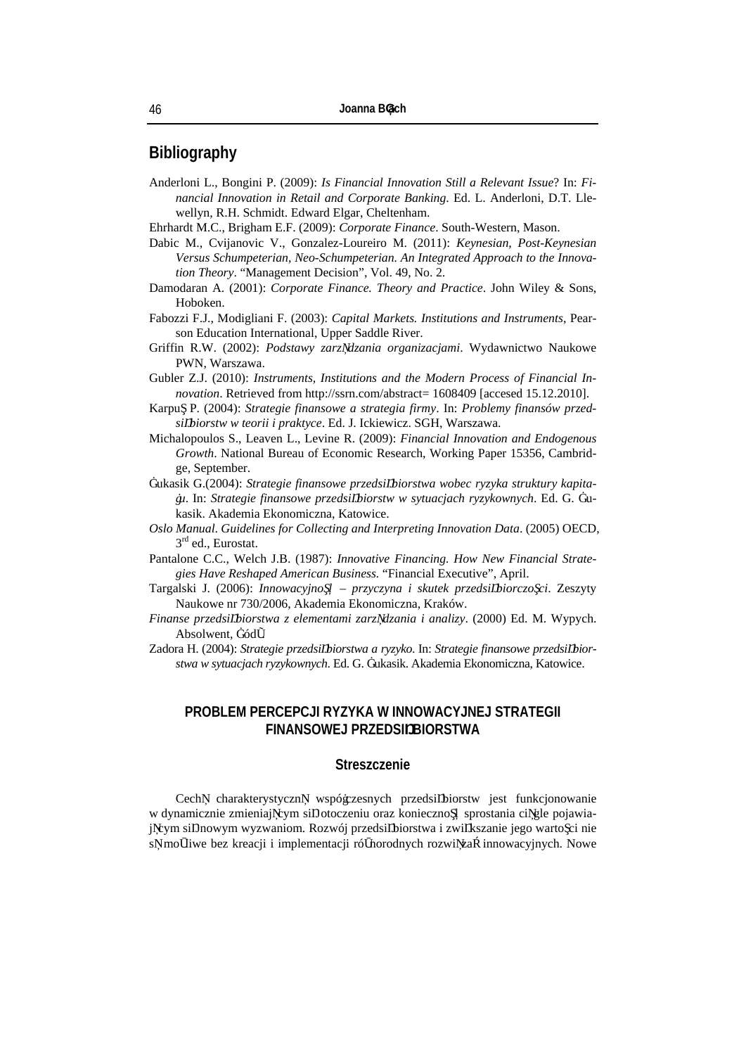## Bibliography

Anderloni L., Bongini P. (2009): *Is Financial Innovation Still a Relevant Issue*? In: *Financial Innovation in Retail and Corporate Banking*. Ed. L. Anderloni, D.T. Llewellyn, R.H. Schmidt. Edward Elgar, Cheltenham.

Ehrhardt M.C., Brigham E.F. (2009): *Corporate Finance*. South-Western, Mason.

Dabic M., Cvijanovic V., Gonzalez-Loureiro M. (2011): *Keynesian, Post-Keynesian Versus Schumpeterian, Neo-Schumpeterian. An Integrated Approach to the Innovation Theory*. "Management Decision", Vol. 49, No. 2.

Damodaran A. (2001): *Corporate Finance. Theory and Practice*. John Wiley & Sons, Hoboken.

Fabozzi F.J., Modigliani F. (2003): *Capital Markets. Institutions and Instruments*, Pearson Education International, Upper Saddle River.

Griffin R.W. (2002): *Podstawy zarządzania organizacjami*. Wydawnictwo Naukowe PWN, Warszawa.

Gubler Z.J. (2010): *Instruments, Institutions and the Modern Process of Financial Innovation*. Retrieved from http://ssrn.com/abstract= 1608409 [accesed 15.12.2010].

Karpuś P. (2004): *Strategie finansowe a strategia firmy*. In: *Problemy finansów przedsiębiorstw w teorii i praktyce*. Ed. J. Ickiewicz. SGH, Warszawa.

Michalopoulos S., Leaven L., Levine R. (2009): *Financial Innovation and Endogenous Growth*. National Bureau of Economic Research, Working Paper 15356, Cambridge, September.

Łukasik G.(2004): *Strategie finansowe przedsiębiorstwa wobec ryzyka struktury kapitału*. In: *Strategie finansowe przedsiębiorstw w sytuacjach ryzykownych*. Ed. G. Łukasik. Akademia Ekonomiczna, Katowice.

*Oslo Manual. Guidelines for Collecting and Interpreting Innovation Data*. (2005) OECD, 3rd ed., Eurostat.

Pantalone C.C., Welch J.B. (1987): *Innovative Financing. How New Financial Strategies Have Reshaped American Business*. "Financial Executive", April.

Targalski J. (2006): *Innowacyjność – przyczyna i skutek przedsiębiorczości*. Zeszyty Naukowe nr 730/2006, Akademia Ekonomiczna, Kraków.

*Finanse przedsiębiorstwa z elementami zarządzania i analizy*. (2000) Ed. M. Wypych. Absolwent, Łódź.

Zadora H. (2004): *Strategie przedsiębiorstwa a ryzyko*. In: *Strategie finansowe przedsiębiorstwa w sytuacjach ryzykownych*. Ed. G. Łukasik. Akademia Ekonomiczna, Katowice.

## PROBLEM PERCEPCJI RYZYKA W INNOWACYJNEJ STRATEGII FINANSOWEJ PRZEDSIĘBIORSTWA

### Streszczenie

Cechą charakterystyczną współczesnych przedsiębiorstw jest funkcjonowanie w dynamicznie zmieniającym się otoczeniu oraz konieczność sprostania ciągle pojawiającym się nowym wyzwaniom. Rozwój przedsiębiorstwa i zwiększanie jego wartości nie są możliwe bez kreacji i implementacji różnorodnych rozwiązań innowacyjnych. Nowe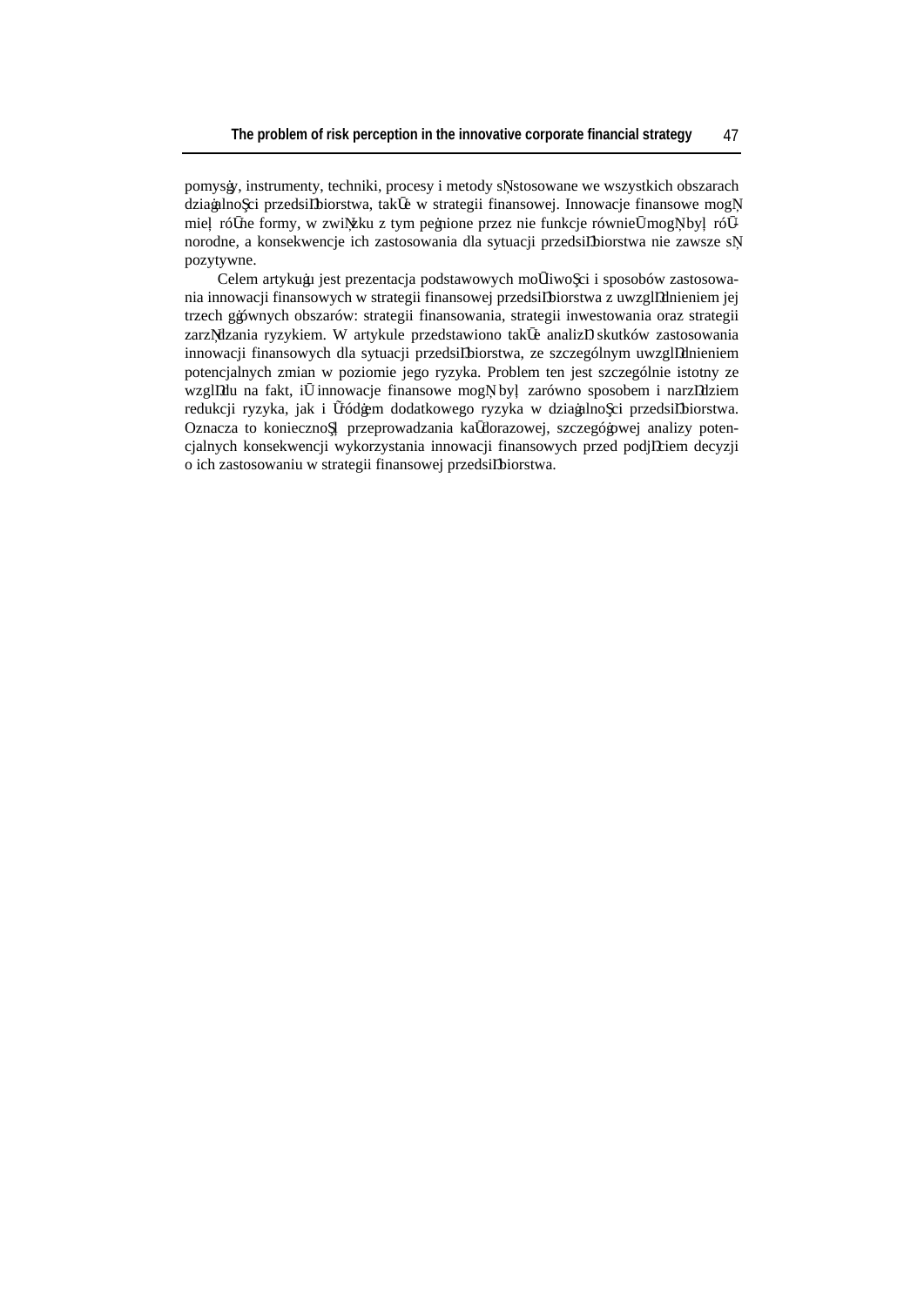pomysły, instrumenty, techniki, procesy i metody są stosowane we wszystkich obszarach działalności przedsiębiorstwa, także w strategii finansowej. Innowacje finansowe mogą mieć różne formy, w związku z tym pełnione przez nie funkcje również mogą być różnorodne, a konsekwencje ich zastosowania dla sytuacji przedsiębiorstwa nie zawsze są pozytywne.

Celem artykułu jest prezentacja podstawowych możliwości i sposobów zastosowania innowacji finansowych w strategii finansowej przedsiębiorstwa z uwzględnieniem jej trzech głównych obszarów: strategii finansowania, strategii inwestowania oraz strategii zarządzania ryzykiem. W artykule przedstawiono także analizę skutków zastosowania innowacji finansowych dla sytuacji przedsiębiorstwa, ze szczególnym uwzględnieniem potencjalnych zmian w poziomie jego ryzyka. Problem ten jest szczególnie istotny ze względu na fakt, iż innowacje finansowe mogą być zarówno sposobem i narzędziem redukcji ryzyka, jak i źródłem dodatkowego ryzyka w działalności przedsiębiorstwa. Oznacza to konieczność przeprowadzania każdorazowej, szczegółowej analizy potencjalnych konsekwencji wykorzystania innowacji finansowych przed podjęciem decyzji o ich zastosowaniu w strategii finansowej przedsiębiorstwa.